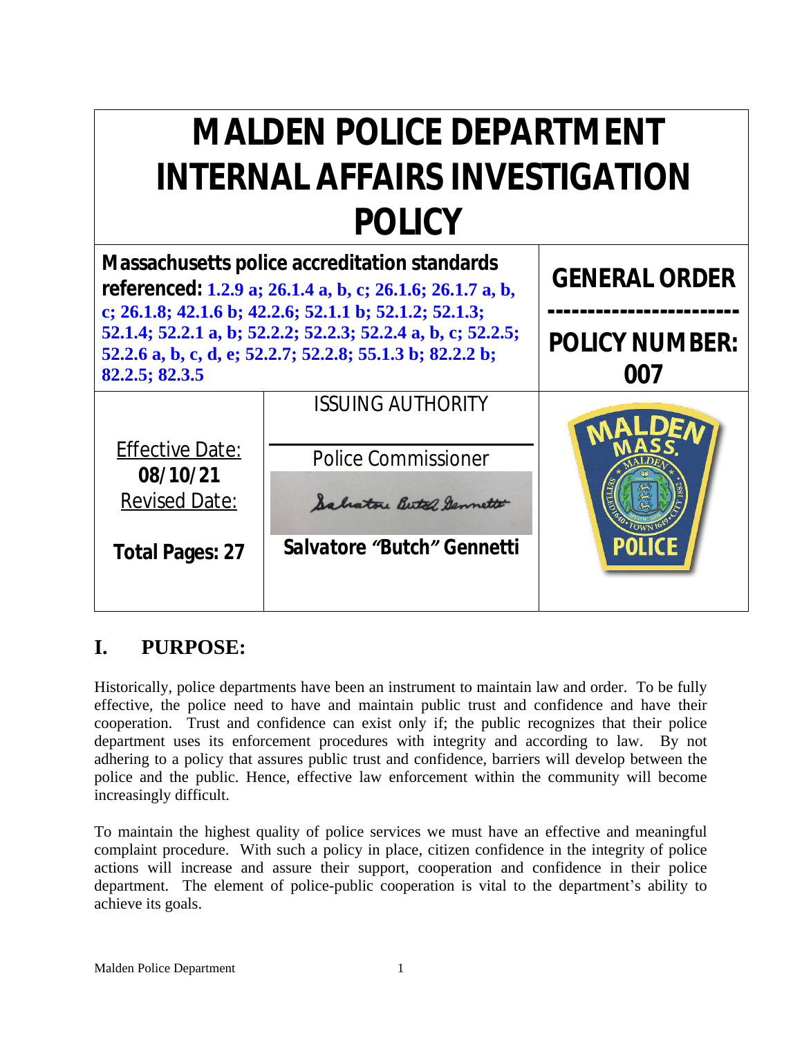# MALDEN POLICE DEPARTMENT INTERNAL AFFAIRS INVESTIGATION POLICY

| **Massachusetts police accreditation standards referenced:** 1.2.9 a; 26.1.4 a, b, c; 26.1.6; 26.1.7 a, b, c; 26.1.8; 42.1.6 b; 42.2.6; 52.1.1 b; 52.1.2; 52.1.3; 52.1.4; 52.2.1 a, b; 52.2.2; 52.2.3; 52.2.4 a, b, c; 52.2.5; 52.2.6 a, b, c, d, e; 52.2.7; 52.2.8; 55.1.3 b; 82.2.2 b; 82.2.5; 82.3.5 | | **GENERAL ORDER** ------------------------ **POLICY NUMBER: 007** |
|---|---|---|
| Effective Date: **08/10/21** Revised Date: **Total Pages: 27** | ISSUING AUTHORITY Police Commissioner **Salvatore "Butch" Gennetti** | |

## I. PURPOSE:

Historically, police departments have been an instrument to maintain law and order. To be fully effective, the police need to have and maintain public trust and confidence and have their cooperation. Trust and confidence can exist only if; the public recognizes that their police department uses its enforcement procedures with integrity and according to law. By not adhering to a policy that assures public trust and confidence, barriers will develop between the police and the public. Hence, effective law enforcement within the community will become increasingly difficult.

To maintain the highest quality of police services we must have an effective and meaningful complaint procedure. With such a policy in place, citizen confidence in the integrity of police actions will increase and assure their support, cooperation and confidence in their police department. The element of police-public cooperation is vital to the department's ability to achieve its goals.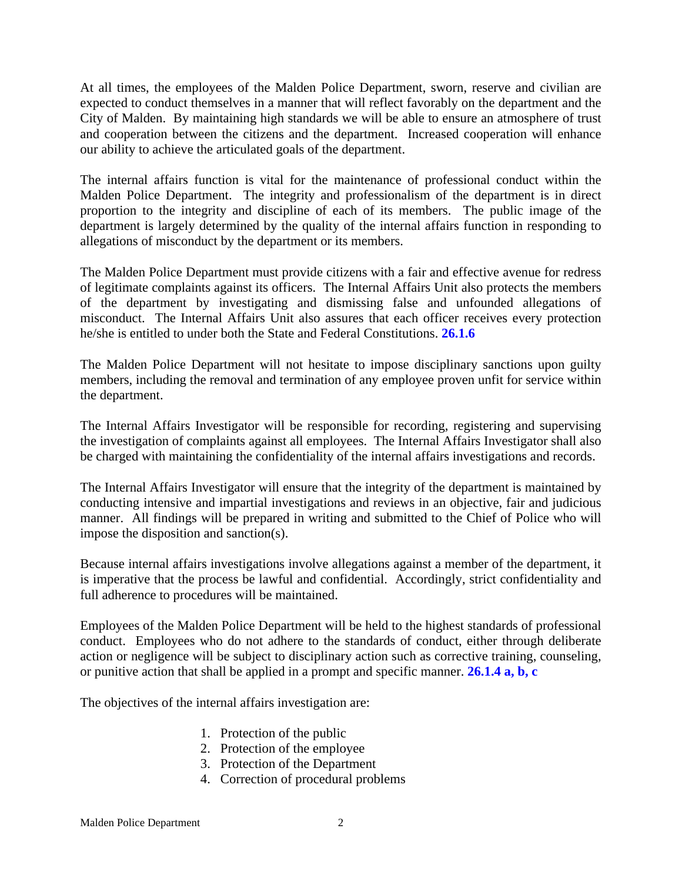At all times, the employees of the Malden Police Department, sworn, reserve and civilian are expected to conduct themselves in a manner that will reflect favorably on the department and the City of Malden. By maintaining high standards we will be able to ensure an atmosphere of trust and cooperation between the citizens and the department. Increased cooperation will enhance our ability to achieve the articulated goals of the department.

The internal affairs function is vital for the maintenance of professional conduct within the Malden Police Department. The integrity and professionalism of the department is in direct proportion to the integrity and discipline of each of its members. The public image of the department is largely determined by the quality of the internal affairs function in responding to allegations of misconduct by the department or its members.

The Malden Police Department must provide citizens with a fair and effective avenue for redress of legitimate complaints against its officers. The Internal Affairs Unit also protects the members of the department by investigating and dismissing false and unfounded allegations of misconduct. The Internal Affairs Unit also assures that each officer receives every protection he/she is entitled to under both the State and Federal Constitutions. **26.1.6**

The Malden Police Department will not hesitate to impose disciplinary sanctions upon guilty members, including the removal and termination of any employee proven unfit for service within the department.

The Internal Affairs Investigator will be responsible for recording, registering and supervising the investigation of complaints against all employees. The Internal Affairs Investigator shall also be charged with maintaining the confidentiality of the internal affairs investigations and records.

The Internal Affairs Investigator will ensure that the integrity of the department is maintained by conducting intensive and impartial investigations and reviews in an objective, fair and judicious manner. All findings will be prepared in writing and submitted to the Chief of Police who will impose the disposition and sanction(s).

Because internal affairs investigations involve allegations against a member of the department, it is imperative that the process be lawful and confidential. Accordingly, strict confidentiality and full adherence to procedures will be maintained.

Employees of the Malden Police Department will be held to the highest standards of professional conduct. Employees who do not adhere to the standards of conduct, either through deliberate action or negligence will be subject to disciplinary action such as corrective training, counseling, or punitive action that shall be applied in a prompt and specific manner. **26.1.4 a, b, c**

The objectives of the internal affairs investigation are:

1. Protection of the public
2. Protection of the employee
3. Protection of the Department
4. Correction of procedural problems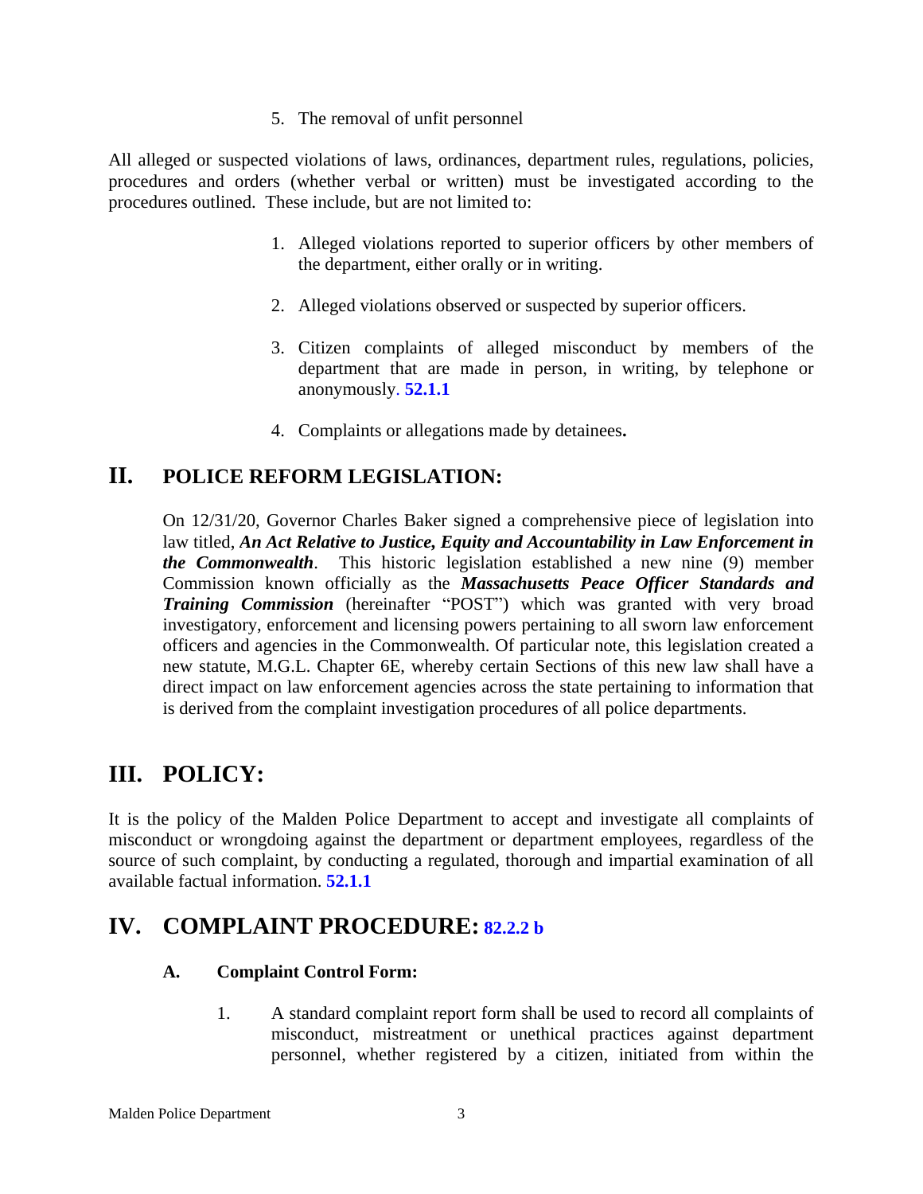5. The removal of unfit personnel

All alleged or suspected violations of laws, ordinances, department rules, regulations, policies, procedures and orders (whether verbal or written) must be investigated according to the procedures outlined. These include, but are not limited to:

1. Alleged violations reported to superior officers by other members of the department, either orally or in writing.

2. Alleged violations observed or suspected by superior officers.

3. Citizen complaints of alleged misconduct by members of the department that are made in person, in writing, by telephone or anonymously. **52.1.1**

4. Complaints or allegations made by detainees**.**

## II. POLICE REFORM LEGISLATION:

On 12/31/20, Governor Charles Baker signed a comprehensive piece of legislation into law titled, ***An Act Relative to Justice, Equity and Accountability in Law Enforcement in the Commonwealth***. This historic legislation established a new nine (9) member Commission known officially as the ***Massachusetts Peace Officer Standards and Training Commission*** (hereinafter "POST") which was granted with very broad investigatory, enforcement and licensing powers pertaining to all sworn law enforcement officers and agencies in the Commonwealth. Of particular note, this legislation created a new statute, M.G.L. Chapter 6E, whereby certain Sections of this new law shall have a direct impact on law enforcement agencies across the state pertaining to information that is derived from the complaint investigation procedures of all police departments.

## III. POLICY:

It is the policy of the Malden Police Department to accept and investigate all complaints of misconduct or wrongdoing against the department or department employees, regardless of the source of such complaint, by conducting a regulated, thorough and impartial examination of all available factual information. **52.1.1**

## IV. COMPLAINT PROCEDURE: 82.2.2 b

### A. Complaint Control Form:

1. A standard complaint report form shall be used to record all complaints of misconduct, mistreatment or unethical practices against department personnel, whether registered by a citizen, initiated from within the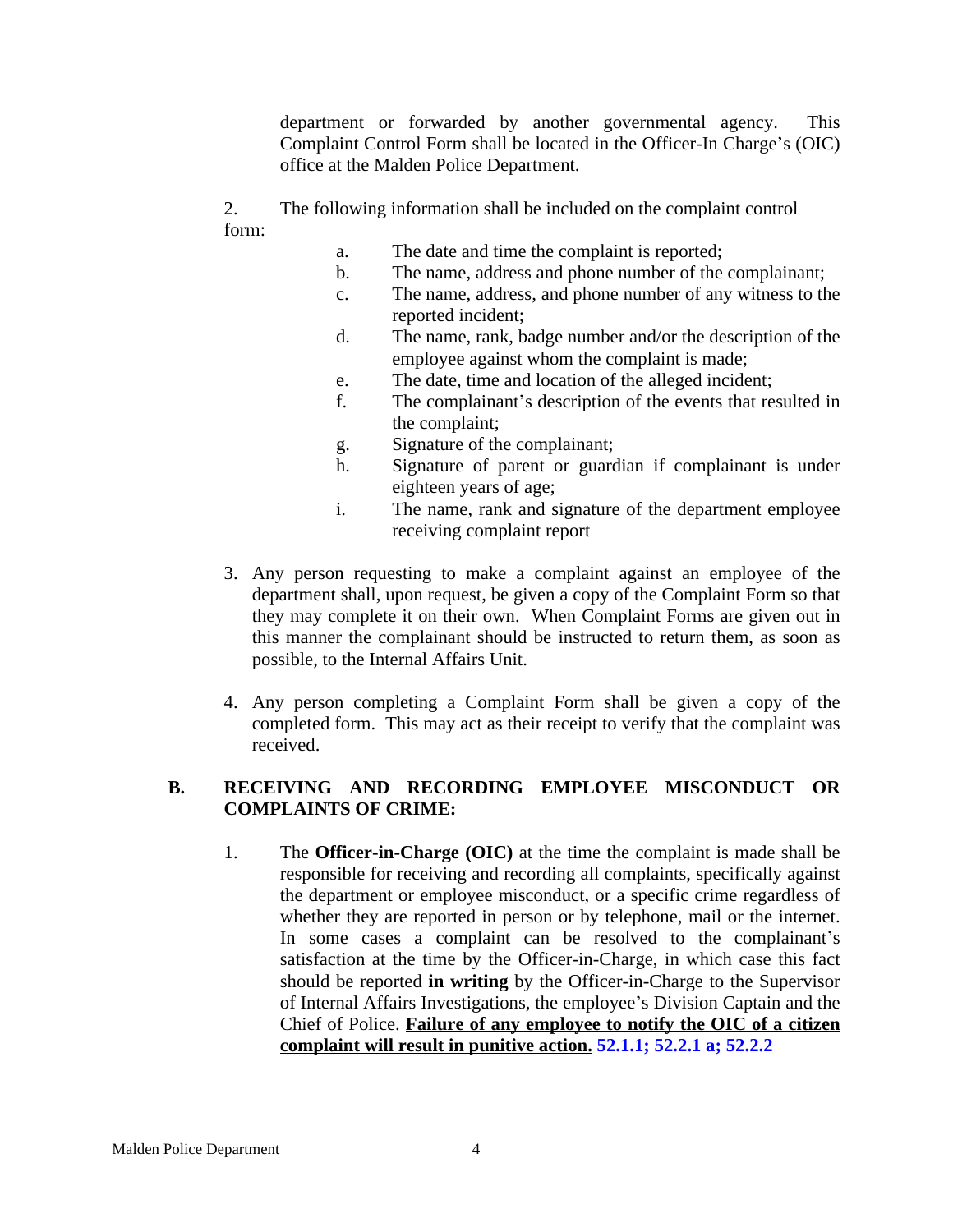department or forwarded by another governmental agency. This Complaint Control Form shall be located in the Officer-In Charge's (OIC) office at the Malden Police Department.

2. The following information shall be included on the complaint control form:

   a. The date and time the complaint is reported;
   b. The name, address and phone number of the complainant;
   c. The name, address, and phone number of any witness to the reported incident;
   d. The name, rank, badge number and/or the description of the employee against whom the complaint is made;
   e. The date, time and location of the alleged incident;
   f. The complainant's description of the events that resulted in the complaint;
   g. Signature of the complainant;
   h. Signature of parent or guardian if complainant is under eighteen years of age;
   i. The name, rank and signature of the department employee receiving complaint report

3. Any person requesting to make a complaint against an employee of the department shall, upon request, be given a copy of the Complaint Form so that they may complete it on their own. When Complaint Forms are given out in this manner the complainant should be instructed to return them, as soon as possible, to the Internal Affairs Unit.

4. Any person completing a Complaint Form shall be given a copy of the completed form. This may act as their receipt to verify that the complaint was received.

## B. RECEIVING AND RECORDING EMPLOYEE MISCONDUCT OR COMPLAINTS OF CRIME:

1. The **Officer-in-Charge (OIC)** at the time the complaint is made shall be responsible for receiving and recording all complaints, specifically against the department or employee misconduct, or a specific crime regardless of whether they are reported in person or by telephone, mail or the internet. In some cases a complaint can be resolved to the complainant's satisfaction at the time by the Officer-in-Charge, in which case this fact should be reported **in writing** by the Officer-in-Charge to the Supervisor of Internal Affairs Investigations, the employee's Division Captain and the Chief of Police. **Failure of any employee to notify the OIC of a citizen complaint will result in punitive action.** **52.1.1; 52.2.1 a; 52.2.2**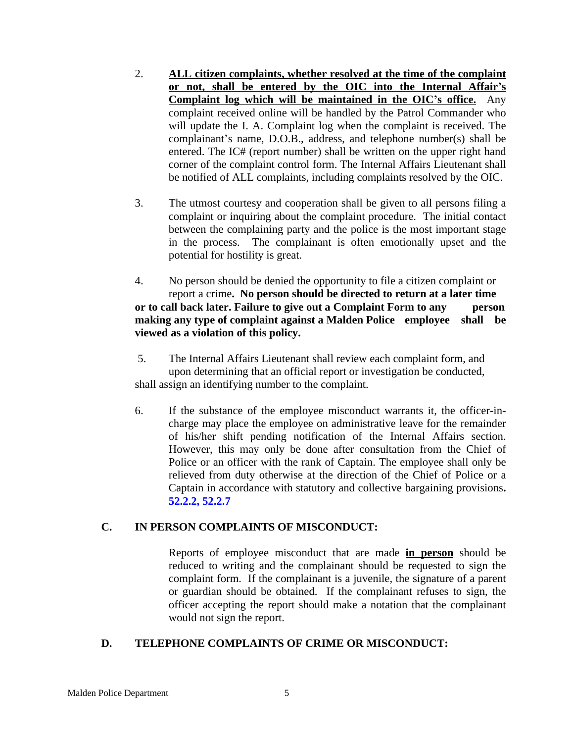2. **<u>ALL citizen complaints, whether resolved at the time of the complaint or not, shall be entered by the OIC into the Internal Affair's Complaint log which will be maintained in the OIC's office.</u>** Any complaint received online will be handled by the Patrol Commander who will update the I. A. Complaint log when the complaint is received. The complainant's name, D.O.B., address, and telephone number(s) shall be entered. The IC# (report number) shall be written on the upper right hand corner of the complaint control form. The Internal Affairs Lieutenant shall be notified of ALL complaints, including complaints resolved by the OIC.

3. The utmost courtesy and cooperation shall be given to all persons filing a complaint or inquiring about the complaint procedure. The initial contact between the complaining party and the police is the most important stage in the process. The complainant is often emotionally upset and the potential for hostility is great.

4. No person should be denied the opportunity to file a citizen complaint or report a crime**. No person should be directed to return at a later time or to call back later. Failure to give out a Complaint Form to any person making any type of complaint against a Malden Police employee shall be viewed as a violation of this policy.**

5. The Internal Affairs Lieutenant shall review each complaint form, and upon determining that an official report or investigation be conducted, shall assign an identifying number to the complaint.

6. If the substance of the employee misconduct warrants it, the officer-in-charge may place the employee on administrative leave for the remainder of his/her shift pending notification of the Internal Affairs section. However, this may only be done after consultation from the Chief of Police or an officer with the rank of Captain. The employee shall only be relieved from duty otherwise at the direction of the Chief of Police or a Captain in accordance with statutory and collective bargaining provisions**. 52.2.2, 52.2.7**

## C. IN PERSON COMPLAINTS OF MISCONDUCT:

Reports of employee misconduct that are made **<u>in person</u>** should be reduced to writing and the complainant should be requested to sign the complaint form. If the complainant is a juvenile, the signature of a parent or guardian should be obtained. If the complainant refuses to sign, the officer accepting the report should make a notation that the complainant would not sign the report.

## D. TELEPHONE COMPLAINTS OF CRIME OR MISCONDUCT: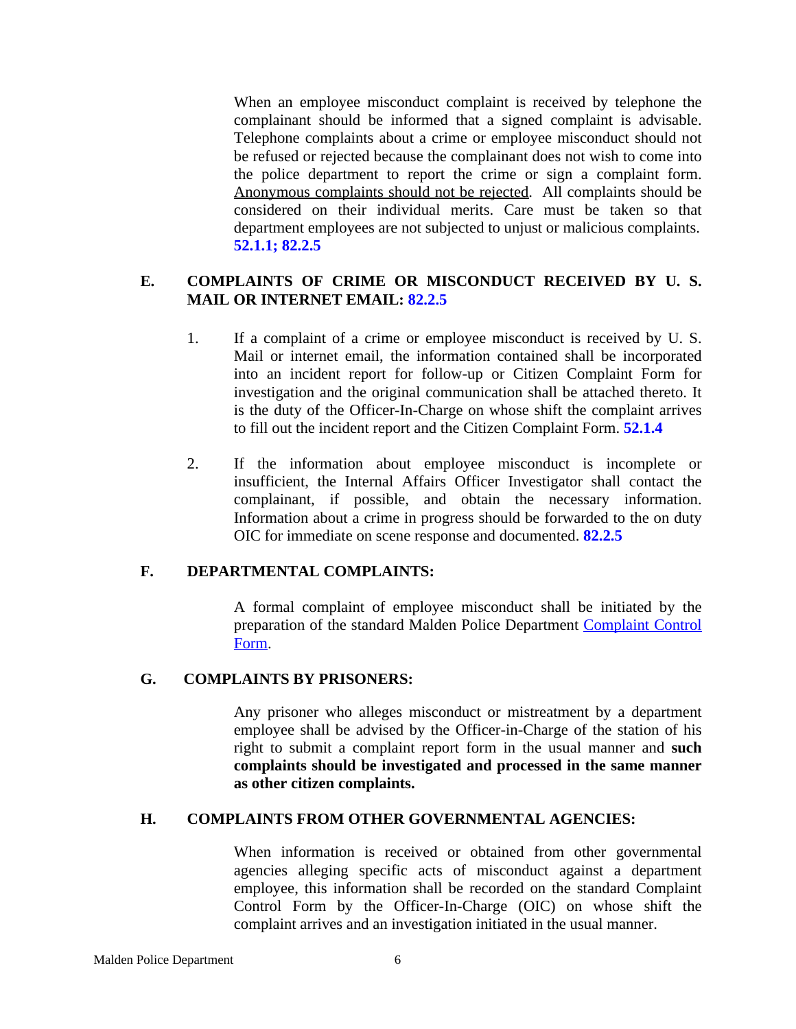When an employee misconduct complaint is received by telephone the complainant should be informed that a signed complaint is advisable. Telephone complaints about a crime or employee misconduct should not be refused or rejected because the complainant does not wish to come into the police department to report the crime or sign a complaint form. Anonymous complaints should not be rejected. All complaints should be considered on their individual merits. Care must be taken so that department employees are not subjected to unjust or malicious complaints. **52.1.1; 82.2.5**

### E. COMPLAINTS OF CRIME OR MISCONDUCT RECEIVED BY U. S. MAIL OR INTERNET EMAIL: 82.2.5

1. If a complaint of a crime or employee misconduct is received by U. S. Mail or internet email, the information contained shall be incorporated into an incident report for follow-up or Citizen Complaint Form for investigation and the original communication shall be attached thereto. It is the duty of the Officer-In-Charge on whose shift the complaint arrives to fill out the incident report and the Citizen Complaint Form. **52.1.4**

2. If the information about employee misconduct is incomplete or insufficient, the Internal Affairs Officer Investigator shall contact the complainant, if possible, and obtain the necessary information. Information about a crime in progress should be forwarded to the on duty OIC for immediate on scene response and documented. **82.2.5**

### F. DEPARTMENTAL COMPLAINTS:

A formal complaint of employee misconduct shall be initiated by the preparation of the standard Malden Police Department Complaint Control Form.

### G. COMPLAINTS BY PRISONERS:

Any prisoner who alleges misconduct or mistreatment by a department employee shall be advised by the Officer-in-Charge of the station of his right to submit a complaint report form in the usual manner and **such complaints should be investigated and processed in the same manner as other citizen complaints.**

### H. COMPLAINTS FROM OTHER GOVERNMENTAL AGENCIES:

When information is received or obtained from other governmental agencies alleging specific acts of misconduct against a department employee, this information shall be recorded on the standard Complaint Control Form by the Officer-In-Charge (OIC) on whose shift the complaint arrives and an investigation initiated in the usual manner.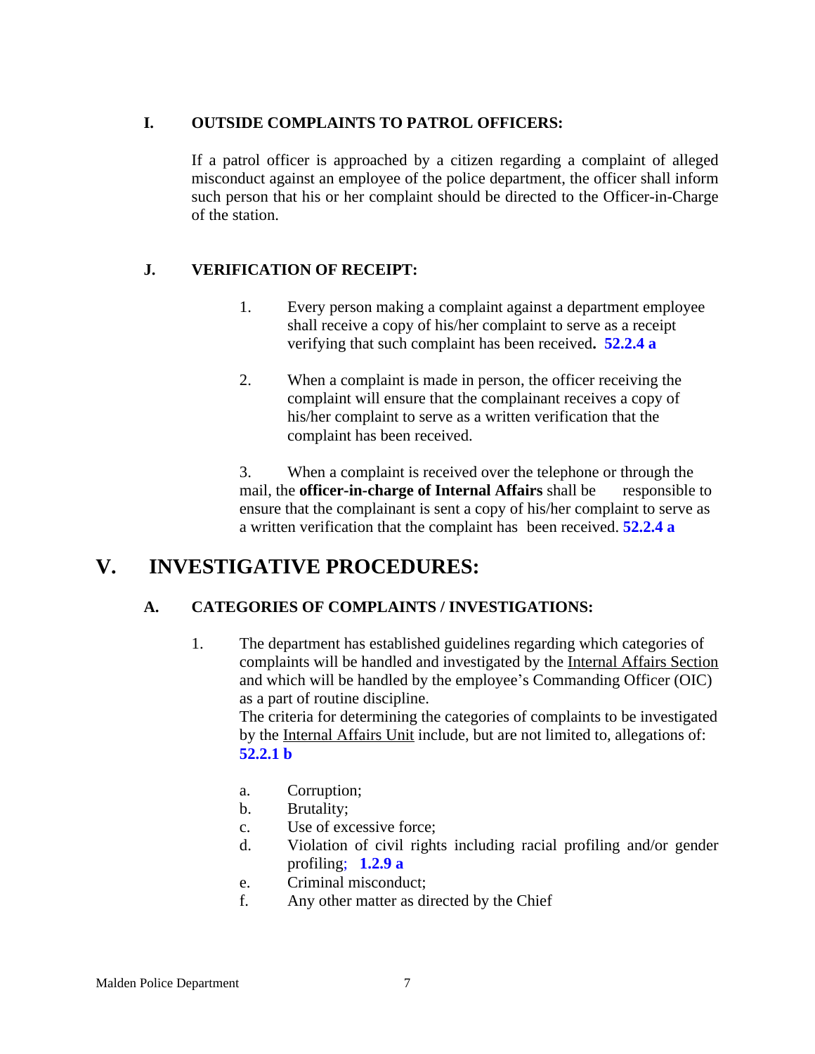### I. OUTSIDE COMPLAINTS TO PATROL OFFICERS:

If a patrol officer is approached by a citizen regarding a complaint of alleged misconduct against an employee of the police department, the officer shall inform such person that his or her complaint should be directed to the Officer-in-Charge of the station.

### J. VERIFICATION OF RECEIPT:

1. Every person making a complaint against a department employee shall receive a copy of his/her complaint to serve as a receipt verifying that such complaint has been received**. 52.2.4 a**

2. When a complaint is made in person, the officer receiving the complaint will ensure that the complainant receives a copy of his/her complaint to serve as a written verification that the complaint has been received.

3. When a complaint is received over the telephone or through the mail, the **officer-in-charge of Internal Affairs** shall be responsible to ensure that the complainant is sent a copy of his/her complaint to serve as a written verification that the complaint has been received. **52.2.4 a**

## V. INVESTIGATIVE PROCEDURES:

### A. CATEGORIES OF COMPLAINTS / INVESTIGATIONS:

1. The department has established guidelines regarding which categories of complaints will be handled and investigated by the Internal Affairs Section and which will be handled by the employee's Commanding Officer (OIC) as a part of routine discipline.
   The criteria for determining the categories of complaints to be investigated by the Internal Affairs Unit include, but are not limited to, allegations of: **52.2.1 b**

   a. Corruption;
   b. Brutality;
   c. Use of excessive force;
   d. Violation of civil rights including racial profiling and/or gender profiling; **1.2.9 a**
   e. Criminal misconduct;
   f. Any other matter as directed by the Chief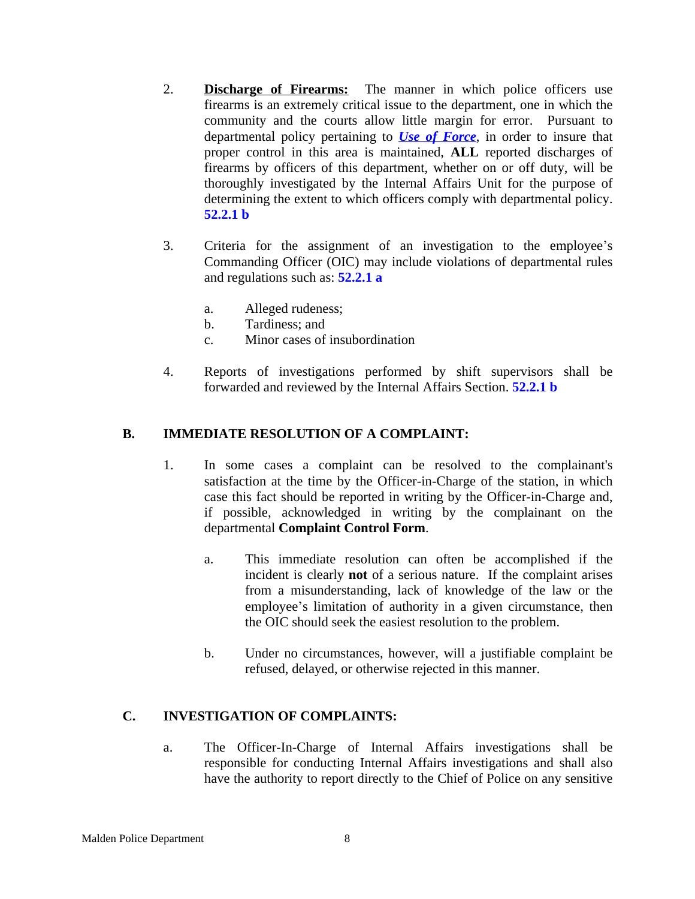2. **<u>Discharge of Firearms:</u>** The manner in which police officers use firearms is an extremely critical issue to the department, one in which the community and the courts allow little margin for error. Pursuant to departmental policy pertaining to ***<u>Use of Force</u>***, in order to insure that proper control in this area is maintained, **ALL** reported discharges of firearms by officers of this department, whether on or off duty, will be thoroughly investigated by the Internal Affairs Unit for the purpose of determining the extent to which officers comply with departmental policy. **52.2.1 b**

3. Criteria for the assignment of an investigation to the employee's Commanding Officer (OIC) may include violations of departmental rules and regulations such as: **52.2.1 a**

   a. Alleged rudeness;
   b. Tardiness; and
   c. Minor cases of insubordination

4. Reports of investigations performed by shift supervisors shall be forwarded and reviewed by the Internal Affairs Section. **52.2.1 b**

## B. IMMEDIATE RESOLUTION OF A COMPLAINT:

1. In some cases a complaint can be resolved to the complainant's satisfaction at the time by the Officer-in-Charge of the station, in which case this fact should be reported in writing by the Officer-in-Charge and, if possible, acknowledged in writing by the complainant on the departmental **Complaint Control Form**.

   a. This immediate resolution can often be accomplished if the incident is clearly **not** of a serious nature. If the complaint arises from a misunderstanding, lack of knowledge of the law or the employee's limitation of authority in a given circumstance, then the OIC should seek the easiest resolution to the problem.

   b. Under no circumstances, however, will a justifiable complaint be refused, delayed, or otherwise rejected in this manner.

## C. INVESTIGATION OF COMPLAINTS:

a. The Officer-In-Charge of Internal Affairs investigations shall be responsible for conducting Internal Affairs investigations and shall also have the authority to report directly to the Chief of Police on any sensitive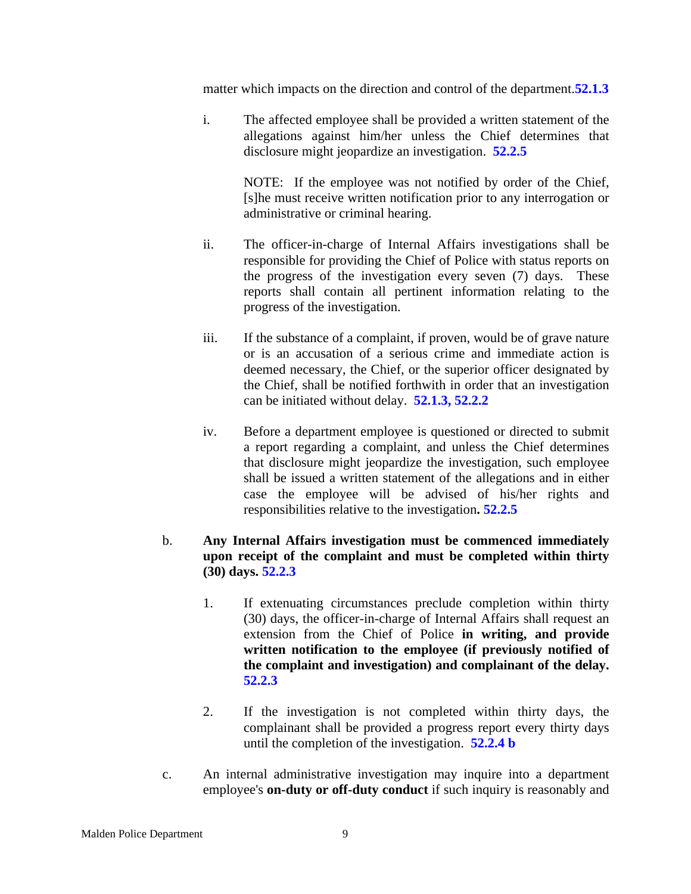matter which impacts on the direction and control of the department.**52.1.3**

i. The affected employee shall be provided a written statement of the allegations against him/her unless the Chief determines that disclosure might jeopardize an investigation. **52.2.5**

NOTE: If the employee was not notified by order of the Chief, [s]he must receive written notification prior to any interrogation or administrative or criminal hearing.

ii. The officer-in-charge of Internal Affairs investigations shall be responsible for providing the Chief of Police with status reports on the progress of the investigation every seven (7) days. These reports shall contain all pertinent information relating to the progress of the investigation.

iii. If the substance of a complaint, if proven, would be of grave nature or is an accusation of a serious crime and immediate action is deemed necessary, the Chief, or the superior officer designated by the Chief, shall be notified forthwith in order that an investigation can be initiated without delay. **52.1.3, 52.2.2**

iv. Before a department employee is questioned or directed to submit a report regarding a complaint, and unless the Chief determines that disclosure might jeopardize the investigation, such employee shall be issued a written statement of the allegations and in either case the employee will be advised of his/her rights and responsibilities relative to the investigation**. 52.2.5**

b. **Any Internal Affairs investigation must be commenced immediately upon receipt of the complaint and must be completed within thirty (30) days. 52.2.3**

1. If extenuating circumstances preclude completion within thirty (30) days, the officer-in-charge of Internal Affairs shall request an extension from the Chief of Police **in writing, and provide written notification to the employee (if previously notified of the complaint and investigation) and complainant of the delay. 52.2.3**

2. If the investigation is not completed within thirty days, the complainant shall be provided a progress report every thirty days until the completion of the investigation. **52.2.4 b**

c. An internal administrative investigation may inquire into a department employee's **on-duty or off-duty conduct** if such inquiry is reasonably and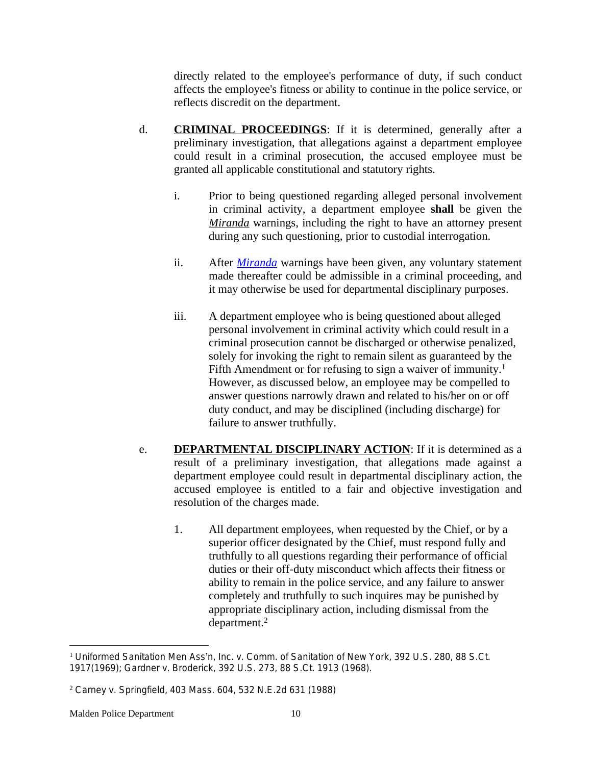directly related to the employee's performance of duty, if such conduct affects the employee's fitness or ability to continue in the police service, or reflects discredit on the department.

d. **CRIMINAL PROCEEDINGS**: If it is determined, generally after a preliminary investigation, that allegations against a department employee could result in a criminal prosecution, the accused employee must be granted all applicable constitutional and statutory rights.

i. Prior to being questioned regarding alleged personal involvement in criminal activity, a department employee **shall** be given the ***Miranda*** warnings, including the right to have an attorney present during any such questioning, prior to custodial interrogation.

ii. After ***Miranda*** warnings have been given, any voluntary statement made thereafter could be admissible in a criminal proceeding, and it may otherwise be used for departmental disciplinary purposes.

iii. A department employee who is being questioned about alleged personal involvement in criminal activity which could result in a criminal prosecution cannot be discharged or otherwise penalized, solely for invoking the right to remain silent as guaranteed by the Fifth Amendment or for refusing to sign a waiver of immunity.[1] However, as discussed below, an employee may be compelled to answer questions narrowly drawn and related to his/her on or off duty conduct, and may be disciplined (including discharge) for failure to answer truthfully.

e. **DEPARTMENTAL DISCIPLINARY ACTION**: If it is determined as a result of a preliminary investigation, that allegations made against a department employee could result in departmental disciplinary action, the accused employee is entitled to a fair and objective investigation and resolution of the charges made.

1. All department employees, when requested by the Chief, or by a superior officer designated by the Chief, must respond fully and truthfully to all questions regarding their performance of official duties or their off-duty misconduct which affects their fitness or ability to remain in the police service, and any failure to answer completely and truthfully to such inquires may be punished by appropriate disciplinary action, including dismissal from the department.[2]

---

[1] Uniformed Sanitation Men Ass'n, Inc. v. Comm. of Sanitation of New York, 392 U.S. 280, 88 S.Ct. 1917(1969); Gardner v. Broderick, 392 U.S. 273, 88 S.Ct. 1913 (1968).

[2] Carney v. Springfield, 403 Mass. 604, 532 N.E.2d 631 (1988)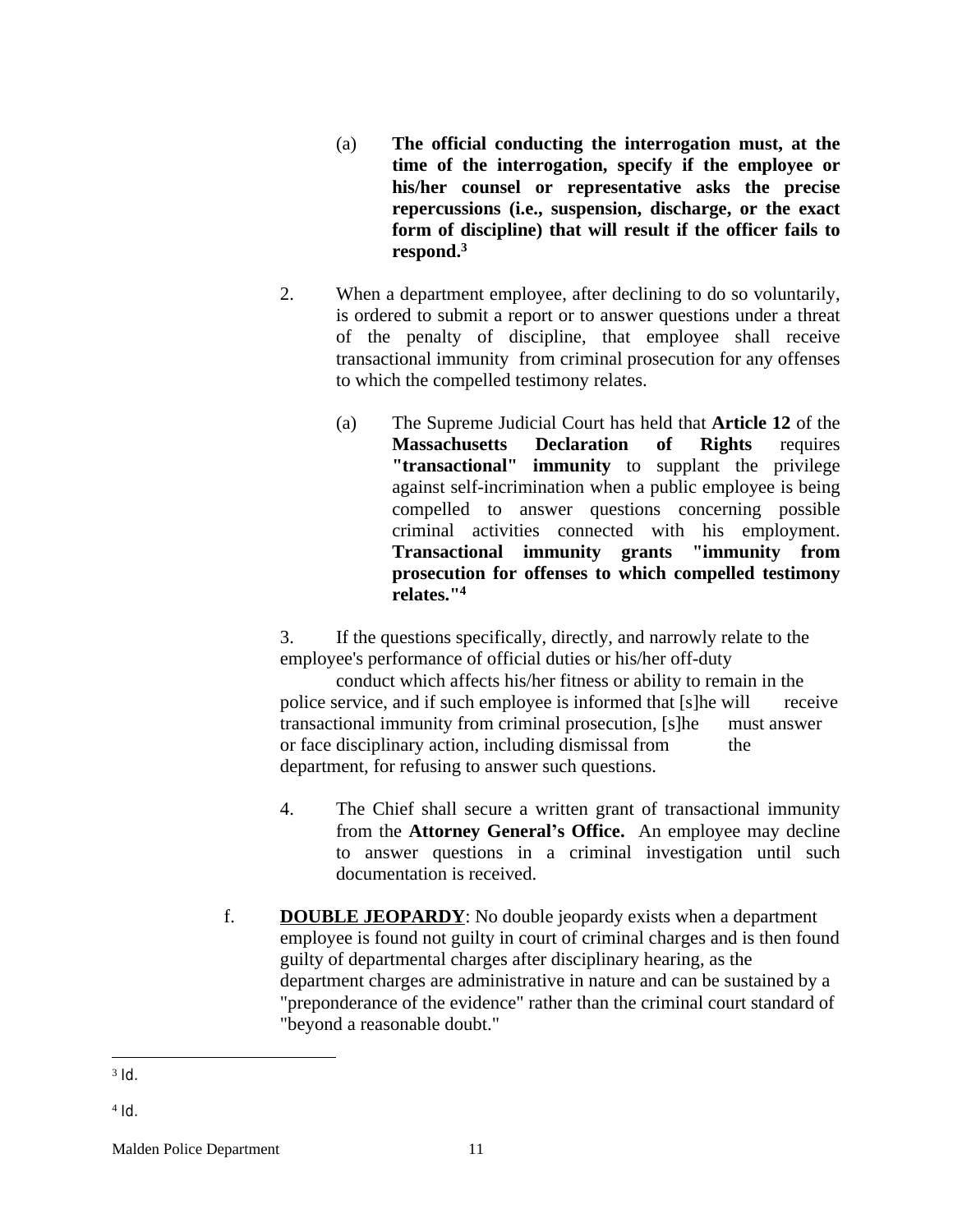(a) **The official conducting the interrogation must, at the time of the interrogation, specify if the employee or his/her counsel or representative asks the precise repercussions (i.e., suspension, discharge, or the exact form of discipline) that will result if the officer fails to respond.**[3]

2. When a department employee, after declining to do so voluntarily, is ordered to submit a report or to answer questions under a threat of the penalty of discipline, that employee shall receive transactional immunity from criminal prosecution for any offenses to which the compelled testimony relates.

   (a) The Supreme Judicial Court has held that **Article 12** of the **Massachusetts Declaration of Rights** requires **"transactional" immunity** to supplant the privilege against self-incrimination when a public employee is being compelled to answer questions concerning possible criminal activities connected with his employment. **Transactional immunity grants "immunity from prosecution for offenses to which compelled testimony relates."**[4]

3. If the questions specifically, directly, and narrowly relate to the employee's performance of official duties or his/her off-duty conduct which affects his/her fitness or ability to remain in the police service, and if such employee is informed that [s]he will receive transactional immunity from criminal prosecution, [s]he must answer or face disciplinary action, including dismissal from the department, for refusing to answer such questions.

4. The Chief shall secure a written grant of transactional immunity from the **Attorney General's Office.** An employee may decline to answer questions in a criminal investigation until such documentation is received.

f. **DOUBLE JEOPARDY**: No double jeopardy exists when a department employee is found not guilty in court of criminal charges and is then found guilty of departmental charges after disciplinary hearing, as the department charges are administrative in nature and can be sustained by a "preponderance of the evidence" rather than the criminal court standard of "beyond a reasonable doubt."

---

[3] Id.

[4] Id.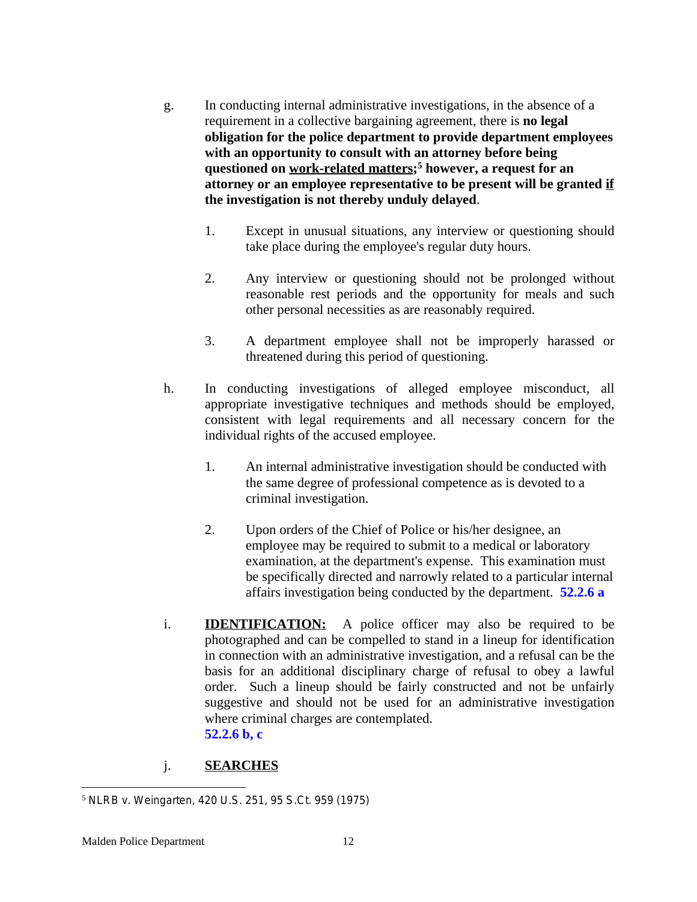g. In conducting internal administrative investigations, in the absence of a requirement in a collective bargaining agreement, there is **no legal obligation for the police department to provide department employees with an opportunity to consult with an attorney before being questioned on <u>work-related matters</u>;[5] however, a request for an attorney or an employee representative to be present will be granted <u>if</u> the investigation is not thereby unduly delayed**.

   1. Except in unusual situations, any interview or questioning should take place during the employee's regular duty hours.

   2. Any interview or questioning should not be prolonged without reasonable rest periods and the opportunity for meals and such other personal necessities as are reasonably required.

   3. A department employee shall not be improperly harassed or threatened during this period of questioning.

h. In conducting investigations of alleged employee misconduct, all appropriate investigative techniques and methods should be employed, consistent with legal requirements and all necessary concern for the individual rights of the accused employee.

   1. An internal administrative investigation should be conducted with the same degree of professional competence as is devoted to a criminal investigation.

   2. Upon orders of the Chief of Police or his/her designee, an employee may be required to submit to a medical or laboratory examination, at the department's expense. This examination must be specifically directed and narrowly related to a particular internal affairs investigation being conducted by the department. **52.2.6 a**

i. **<u>IDENTIFICATION:</u>** A police officer may also be required to be photographed and can be compelled to stand in a lineup for identification in connection with an administrative investigation, and a refusal can be the basis for an additional disciplinary charge of refusal to obey a lawful order. Such a lineup should be fairly constructed and not be unfairly suggestive and should not be used for an administrative investigation where criminal charges are contemplated. **52.2.6 b, c**

j. **<u>SEARCHES</u>**

---

[5] NLRB v. Weingarten, 420 U.S. 251, 95 S.Ct. 959 (1975)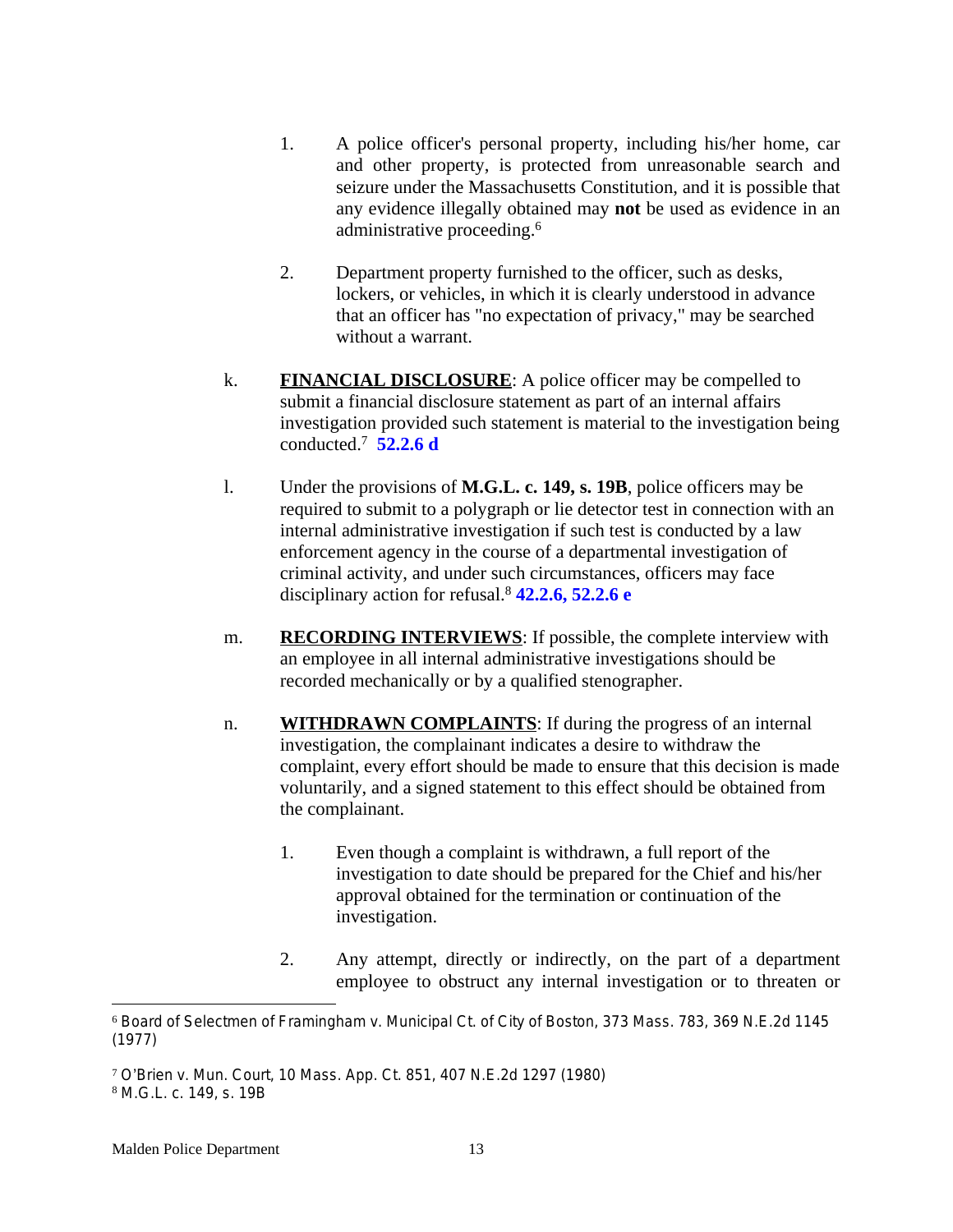1. A police officer's personal property, including his/her home, car and other property, is protected from unreasonable search and seizure under the Massachusetts Constitution, and it is possible that any evidence illegally obtained may **not** be used as evidence in an administrative proceeding.[6]

2. Department property furnished to the officer, such as desks, lockers, or vehicles, in which it is clearly understood in advance that an officer has "no expectation of privacy," may be searched without a warrant.

k. **FINANCIAL DISCLOSURE**: A police officer may be compelled to submit a financial disclosure statement as part of an internal affairs investigation provided such statement is material to the investigation being conducted.[7] **52.2.6 d**

l. Under the provisions of **M.G.L. c. 149, s. 19B**, police officers may be required to submit to a polygraph or lie detector test in connection with an internal administrative investigation if such test is conducted by a law enforcement agency in the course of a departmental investigation of criminal activity, and under such circumstances, officers may face disciplinary action for refusal.[8] **42.2.6, 52.2.6 e**

m. **RECORDING INTERVIEWS**: If possible, the complete interview with an employee in all internal administrative investigations should be recorded mechanically or by a qualified stenographer.

n. **WITHDRAWN COMPLAINTS**: If during the progress of an internal investigation, the complainant indicates a desire to withdraw the complaint, every effort should be made to ensure that this decision is made voluntarily, and a signed statement to this effect should be obtained from the complainant.

1. Even though a complaint is withdrawn, a full report of the investigation to date should be prepared for the Chief and his/her approval obtained for the termination or continuation of the investigation.

2. Any attempt, directly or indirectly, on the part of a department employee to obstruct any internal investigation or to threaten or

---

[6] Board of Selectmen of Framingham v. Municipal Ct. of City of Boston, 373 Mass. 783, 369 N.E.2d 1145 (1977)

[7] O'Brien v. Mun. Court, 10 Mass. App. Ct. 851, 407 N.E.2d 1297 (1980)

[8] M.G.L. c. 149, s. 19B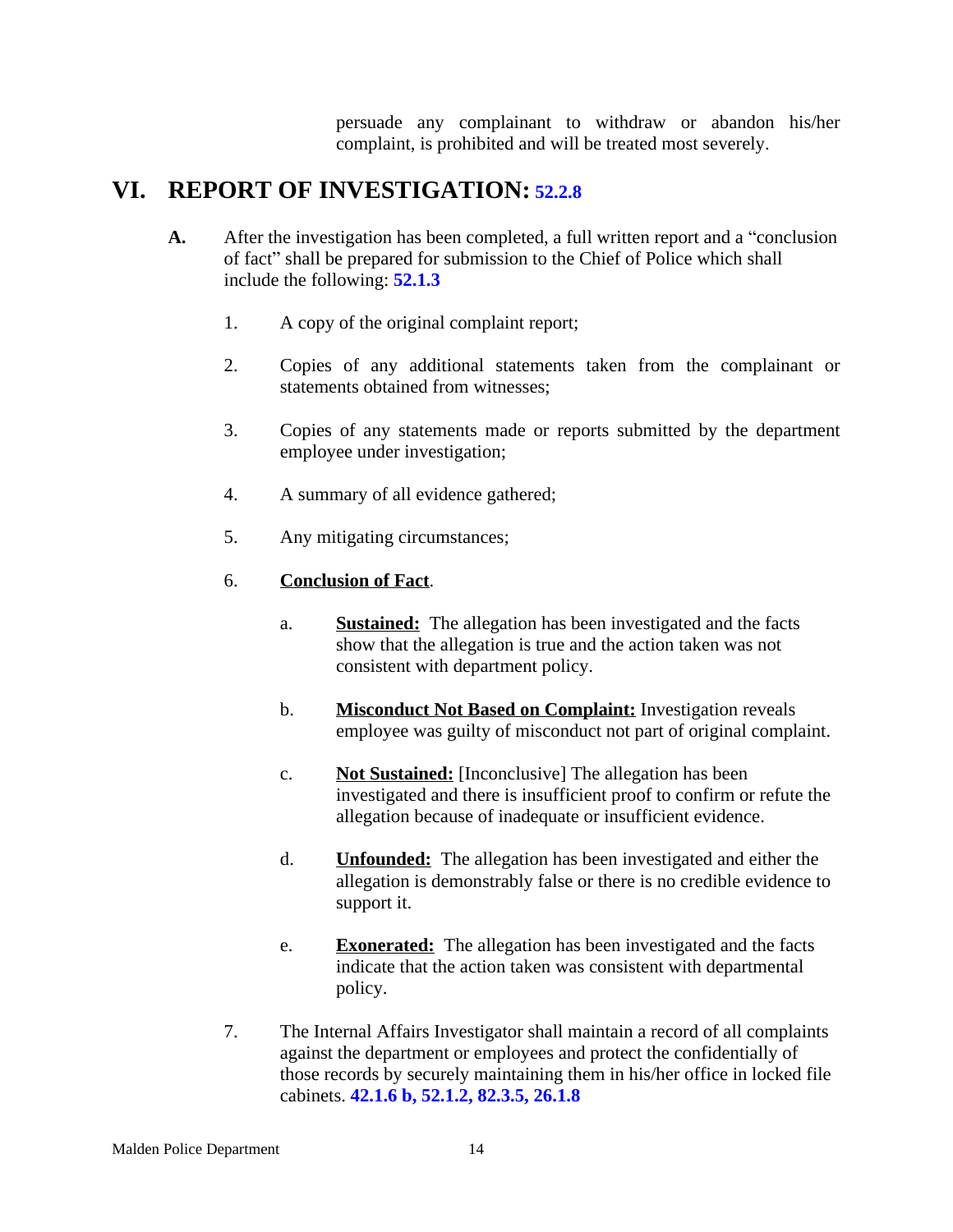persuade any complainant to withdraw or abandon his/her complaint, is prohibited and will be treated most severely.

## VI. REPORT OF INVESTIGATION: **52.2.8**

**A.** After the investigation has been completed, a full written report and a "conclusion of fact" shall be prepared for submission to the Chief of Police which shall include the following: **52.1.3**

1. A copy of the original complaint report;

2. Copies of any additional statements taken from the complainant or statements obtained from witnesses;

3. Copies of any statements made or reports submitted by the department employee under investigation;

4. A summary of all evidence gathered;

5. Any mitigating circumstances;

6. **Conclusion of Fact**.

   a. **Sustained:** The allegation has been investigated and the facts show that the allegation is true and the action taken was not consistent with department policy.

   b. **Misconduct Not Based on Complaint:** Investigation reveals employee was guilty of misconduct not part of original complaint.

   c. **Not Sustained:** [Inconclusive] The allegation has been investigated and there is insufficient proof to confirm or refute the allegation because of inadequate or insufficient evidence.

   d. **Unfounded:** The allegation has been investigated and either the allegation is demonstrably false or there is no credible evidence to support it.

   e. **Exonerated:** The allegation has been investigated and the facts indicate that the action taken was consistent with departmental policy.

7. The Internal Affairs Investigator shall maintain a record of all complaints against the department or employees and protect the confidentially of those records by securely maintaining them in his/her office in locked file cabinets. **42.1.6 b, 52.1.2, 82.3.5, 26.1.8**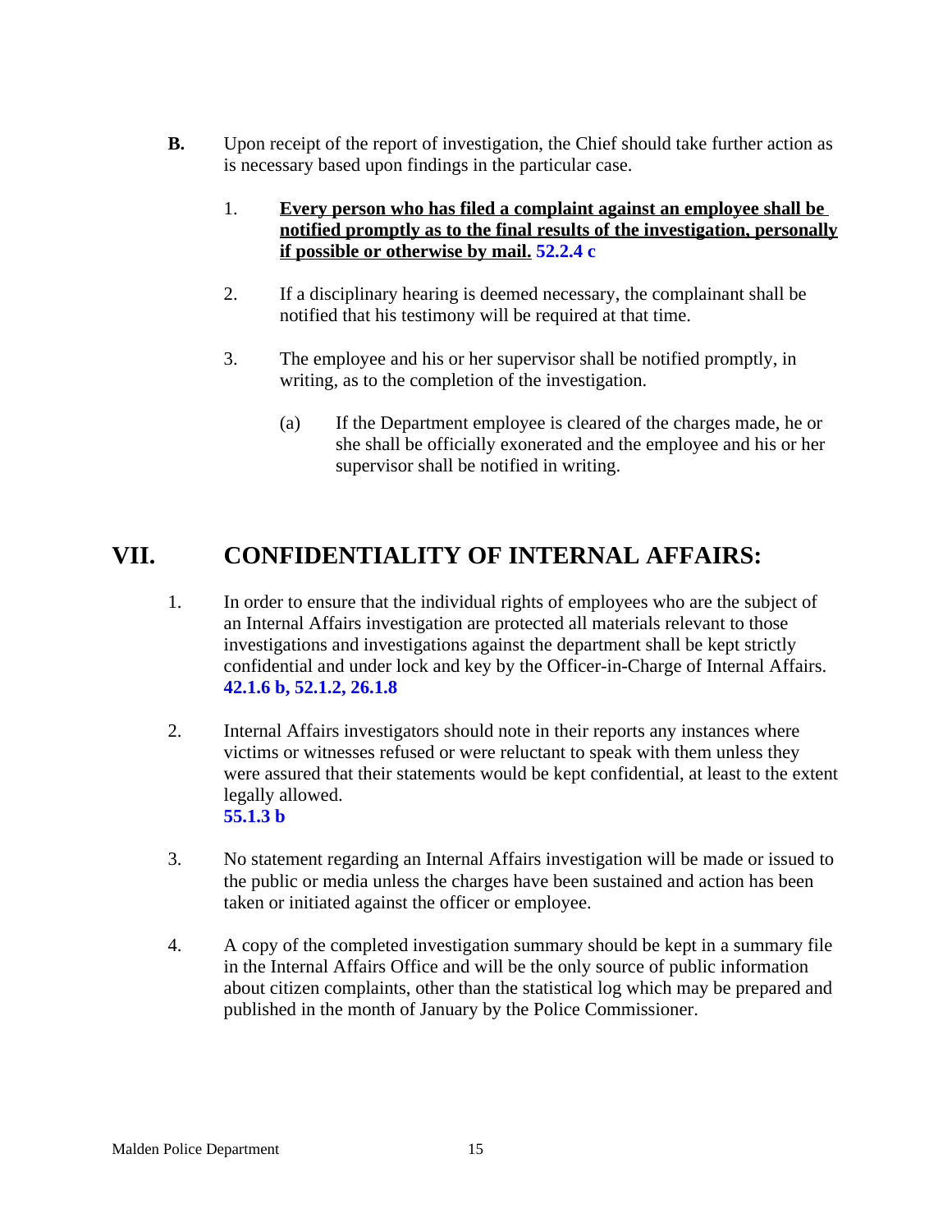**B.** Upon receipt of the report of investigation, the Chief should take further action as is necessary based upon findings in the particular case.

1. **Every person who has filed a complaint against an employee shall be notified promptly as to the final results of the investigation, personally if possible or otherwise by mail. 52.2.4 c**

2. If a disciplinary hearing is deemed necessary, the complainant shall be notified that his testimony will be required at that time.

3. The employee and his or her supervisor shall be notified promptly, in writing, as to the completion of the investigation.

   (a) If the Department employee is cleared of the charges made, he or she shall be officially exonerated and the employee and his or her supervisor shall be notified in writing.

## VII. CONFIDENTIALITY OF INTERNAL AFFAIRS:

1. In order to ensure that the individual rights of employees who are the subject of an Internal Affairs investigation are protected all materials relevant to those investigations and investigations against the department shall be kept strictly confidential and under lock and key by the Officer-in-Charge of Internal Affairs. **42.1.6 b, 52.1.2, 26.1.8**

2. Internal Affairs investigators should note in their reports any instances where victims or witnesses refused or were reluctant to speak with them unless they were assured that their statements would be kept confidential, at least to the extent legally allowed.
   **55.1.3 b**

3. No statement regarding an Internal Affairs investigation will be made or issued to the public or media unless the charges have been sustained and action has been taken or initiated against the officer or employee.

4. A copy of the completed investigation summary should be kept in a summary file in the Internal Affairs Office and will be the only source of public information about citizen complaints, other than the statistical log which may be prepared and published in the month of January by the Police Commissioner.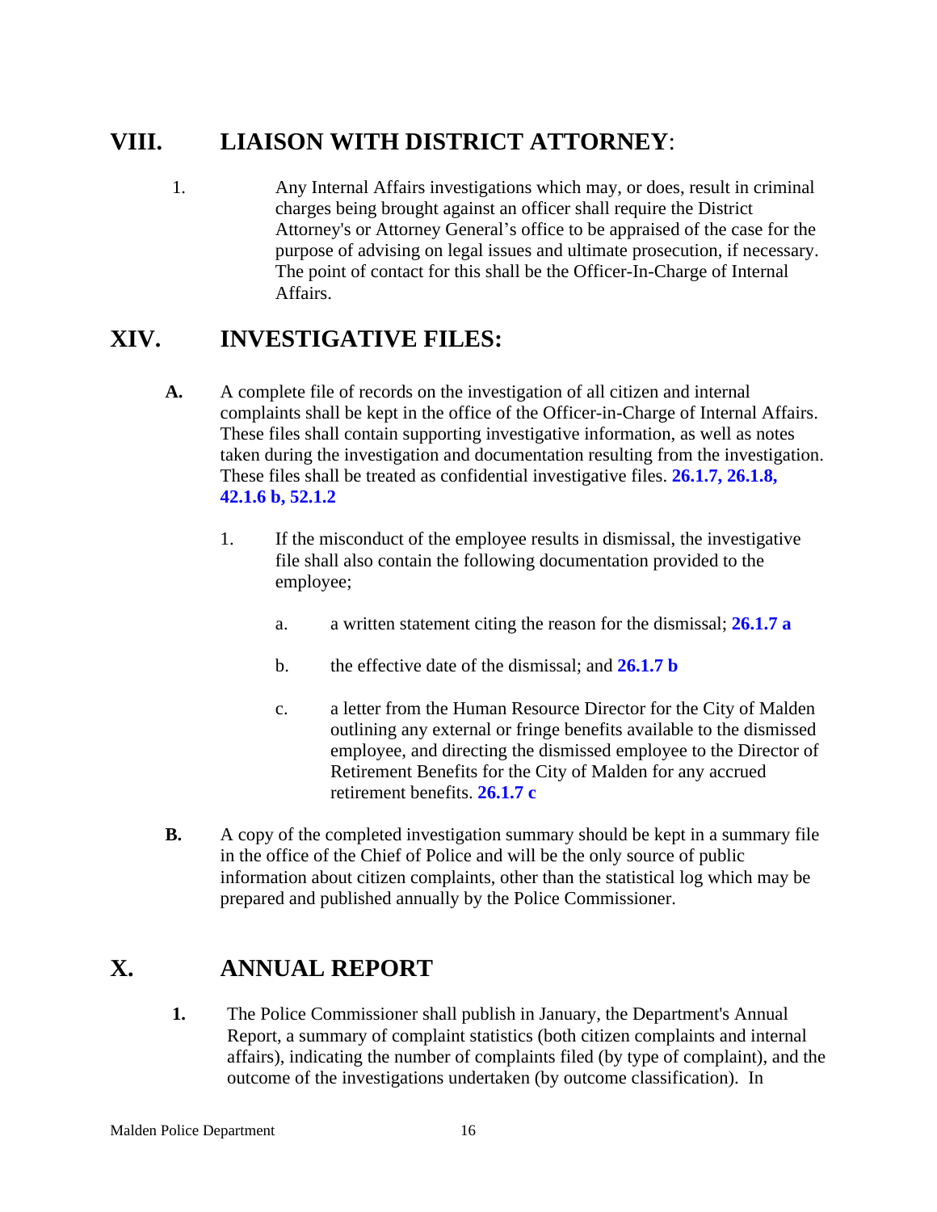## VIII. LIAISON WITH DISTRICT ATTORNEY:

1. Any Internal Affairs investigations which may, or does, result in criminal charges being brought against an officer shall require the District Attorney's or Attorney General's office to be appraised of the case for the purpose of advising on legal issues and ultimate prosecution, if necessary. The point of contact for this shall be the Officer-In-Charge of Internal Affairs.

## XIV. INVESTIGATIVE FILES:

**A.** A complete file of records on the investigation of all citizen and internal complaints shall be kept in the office of the Officer-in-Charge of Internal Affairs. These files shall contain supporting investigative information, as well as notes taken during the investigation and documentation resulting from the investigation. These files shall be treated as confidential investigative files. **26.1.7, 26.1.8, 42.1.6 b, 52.1.2**

1. If the misconduct of the employee results in dismissal, the investigative file shall also contain the following documentation provided to the employee;

   a. a written statement citing the reason for the dismissal; **26.1.7 a**

   b. the effective date of the dismissal; and **26.1.7 b**

   c. a letter from the Human Resource Director for the City of Malden outlining any external or fringe benefits available to the dismissed employee, and directing the dismissed employee to the Director of Retirement Benefits for the City of Malden for any accrued retirement benefits. **26.1.7 c**

**B.** A copy of the completed investigation summary should be kept in a summary file in the office of the Chief of Police and will be the only source of public information about citizen complaints, other than the statistical log which may be prepared and published annually by the Police Commissioner.

## X. ANNUAL REPORT

**1.** The Police Commissioner shall publish in January, the Department's Annual Report, a summary of complaint statistics (both citizen complaints and internal affairs), indicating the number of complaints filed (by type of complaint), and the outcome of the investigations undertaken (by outcome classification). In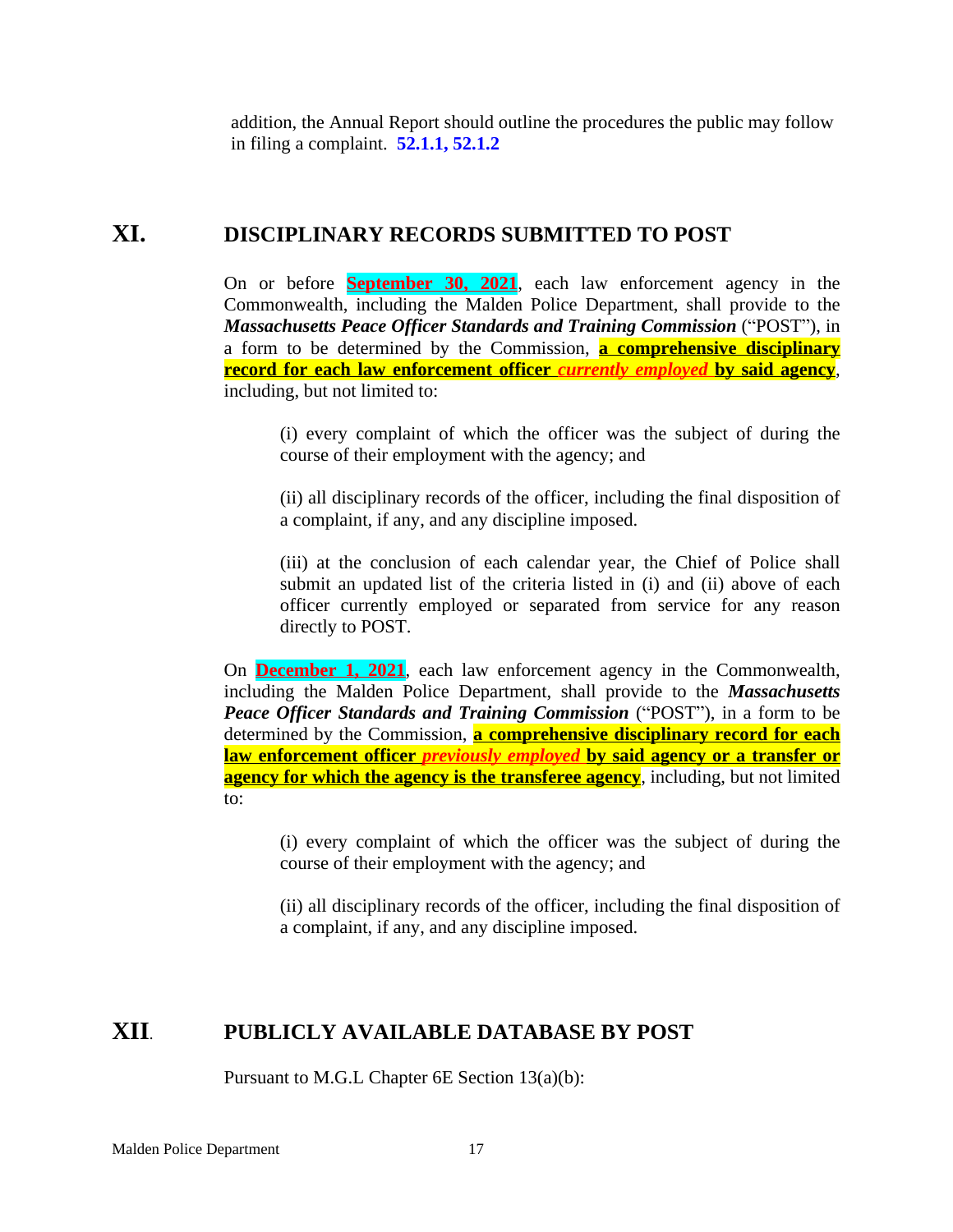addition, the Annual Report should outline the procedures the public may follow in filing a complaint. **52.1.1, 52.1.2**

## XI. DISCIPLINARY RECORDS SUBMITTED TO POST

On or before **September 30, 2021**, each law enforcement agency in the Commonwealth, including the Malden Police Department, shall provide to the ***Massachusetts Peace Officer Standards and Training Commission*** ("POST"), in a form to be determined by the Commission, **a comprehensive disciplinary record for each law enforcement officer *currently employed* by said agency**, including, but not limited to:

> (i) every complaint of which the officer was the subject of during the course of their employment with the agency; and
>
> (ii) all disciplinary records of the officer, including the final disposition of a complaint, if any, and any discipline imposed.
>
> (iii) at the conclusion of each calendar year, the Chief of Police shall submit an updated list of the criteria listed in (i) and (ii) above of each officer currently employed or separated from service for any reason directly to POST.

On **December 1, 2021**, each law enforcement agency in the Commonwealth, including the Malden Police Department, shall provide to the ***Massachusetts Peace Officer Standards and Training Commission*** ("POST"), in a form to be determined by the Commission, **a comprehensive disciplinary record for each law enforcement officer *previously employed* by said agency or a transfer or agency for which the agency is the transferee agency**, including, but not limited to:

> (i) every complaint of which the officer was the subject of during the course of their employment with the agency; and
>
> (ii) all disciplinary records of the officer, including the final disposition of a complaint, if any, and any discipline imposed.

## XII. PUBLICLY AVAILABLE DATABASE BY POST

Pursuant to M.G.L Chapter 6E Section 13(a)(b):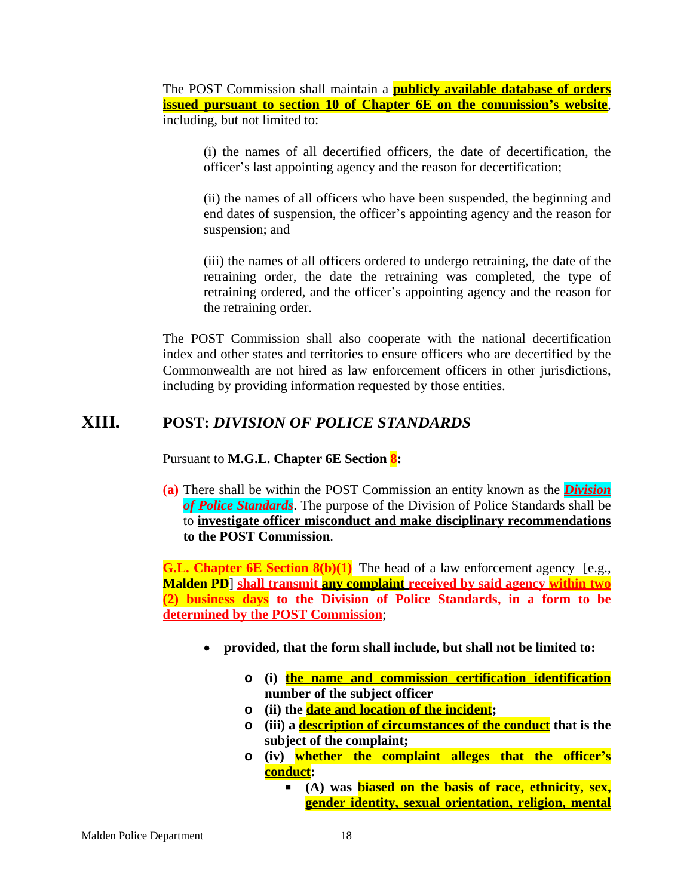The POST Commission shall maintain a **publicly available database of orders issued pursuant to section 10 of Chapter 6E on the commission's website**, including, but not limited to:

> (i) the names of all decertified officers, the date of decertification, the officer's last appointing agency and the reason for decertification;
>
> (ii) the names of all officers who have been suspended, the beginning and end dates of suspension, the officer's appointing agency and the reason for suspension; and
>
> (iii) the names of all officers ordered to undergo retraining, the date of the retraining order, the date the retraining was completed, the type of retraining ordered, and the officer's appointing agency and the reason for the retraining order.

The POST Commission shall also cooperate with the national decertification index and other states and territories to ensure officers who are decertified by the Commonwealth are not hired as law enforcement officers in other jurisdictions, including by providing information requested by those entities.

## XIII. POST: *DIVISION OF POLICE STANDARDS*

Pursuant to **M.G.L. Chapter 6E Section 8:**

**(a)** There shall be within the POST Commission an entity known as the ***Division of Police Standards***. The purpose of the Division of Police Standards shall be to **investigate officer misconduct and make disciplinary recommendations to the POST Commission**.

**G.L. Chapter 6E Section 8(b)(1)** The head of a law enforcement agency [e.g., **Malden PD**] **shall transmit any complaint received by said agency within two (2) business days to the Division of Police Standards, in a form to be determined by the POST Commission**;

- **provided, that the form shall include, but shall not be limited to:**
  - **(i) the name and commission certification identification number of the subject officer**
  - **(ii) the date and location of the incident;**
  - **(iii) a description of circumstances of the conduct that is the subject of the complaint;**
  - **(iv) whether the complaint alleges that the officer's conduct:**
    - **(A) was biased on the basis of race, ethnicity, sex, gender identity, sexual orientation, religion, mental**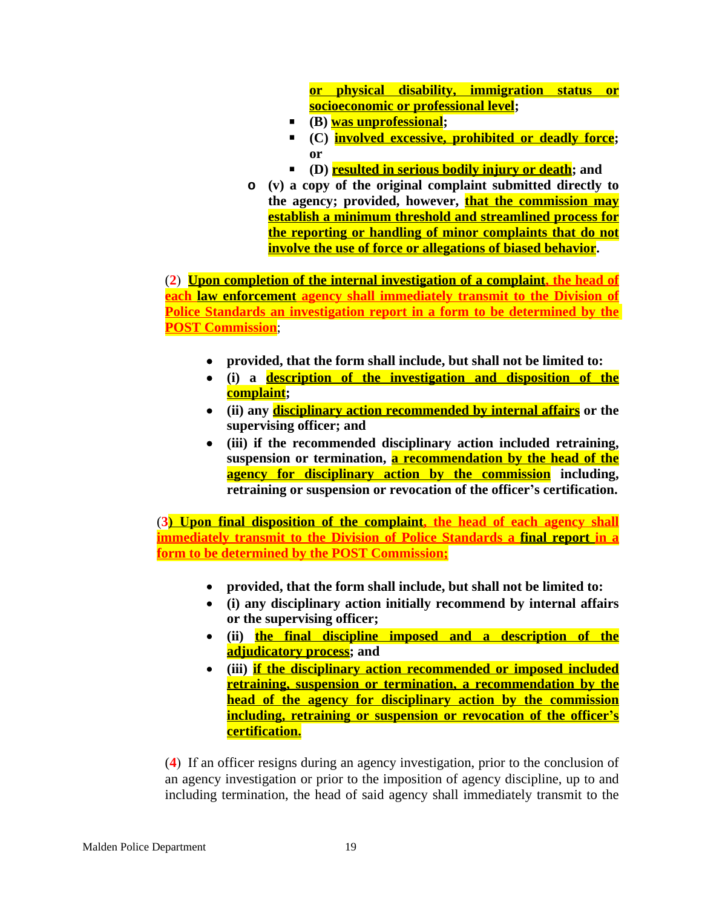**or physical disability, immigration status or socioeconomic or professional level;**

- **(B) was unprofessional;**
- **(C) involved excessive, prohibited or deadly force; or**
- **(D) resulted in serious bodily injury or death; and**

- **(v) a copy of the original complaint submitted directly to the agency; provided, however, that the commission may establish a minimum threshold and streamlined process for the reporting or handling of minor complaints that do not involve the use of force or allegations of biased behavior.**

(**2**) **Upon completion of the internal investigation of a complaint, the head of each law enforcement agency shall immediately transmit to the Division of Police Standards an investigation report in a form to be determined by the POST Commission**;

- **provided, that the form shall include, but shall not be limited to:**
- **(i) a description of the investigation and disposition of the complaint;**
- **(ii) any disciplinary action recommended by internal affairs or the supervising officer; and**
- **(iii) if the recommended disciplinary action included retraining, suspension or termination, a recommendation by the head of the agency for disciplinary action by the commission including, retraining or suspension or revocation of the officer's certification.**

(**3**) **Upon final disposition of the complaint, the head of each agency shall immediately transmit to the Division of Police Standards a final report in a form to be determined by the POST Commission;**

- **provided, that the form shall include, but shall not be limited to:**
- **(i) any disciplinary action initially recommend by internal affairs or the supervising officer;**
- **(ii) the final discipline imposed and a description of the adjudicatory process; and**
- **(iii) if the disciplinary action recommended or imposed included retraining, suspension or termination, a recommendation by the head of the agency for disciplinary action by the commission including, retraining or suspension or revocation of the officer's certification.**

(**4**) If an officer resigns during an agency investigation, prior to the conclusion of an agency investigation or prior to the imposition of agency discipline, up to and including termination, the head of said agency shall immediately transmit to the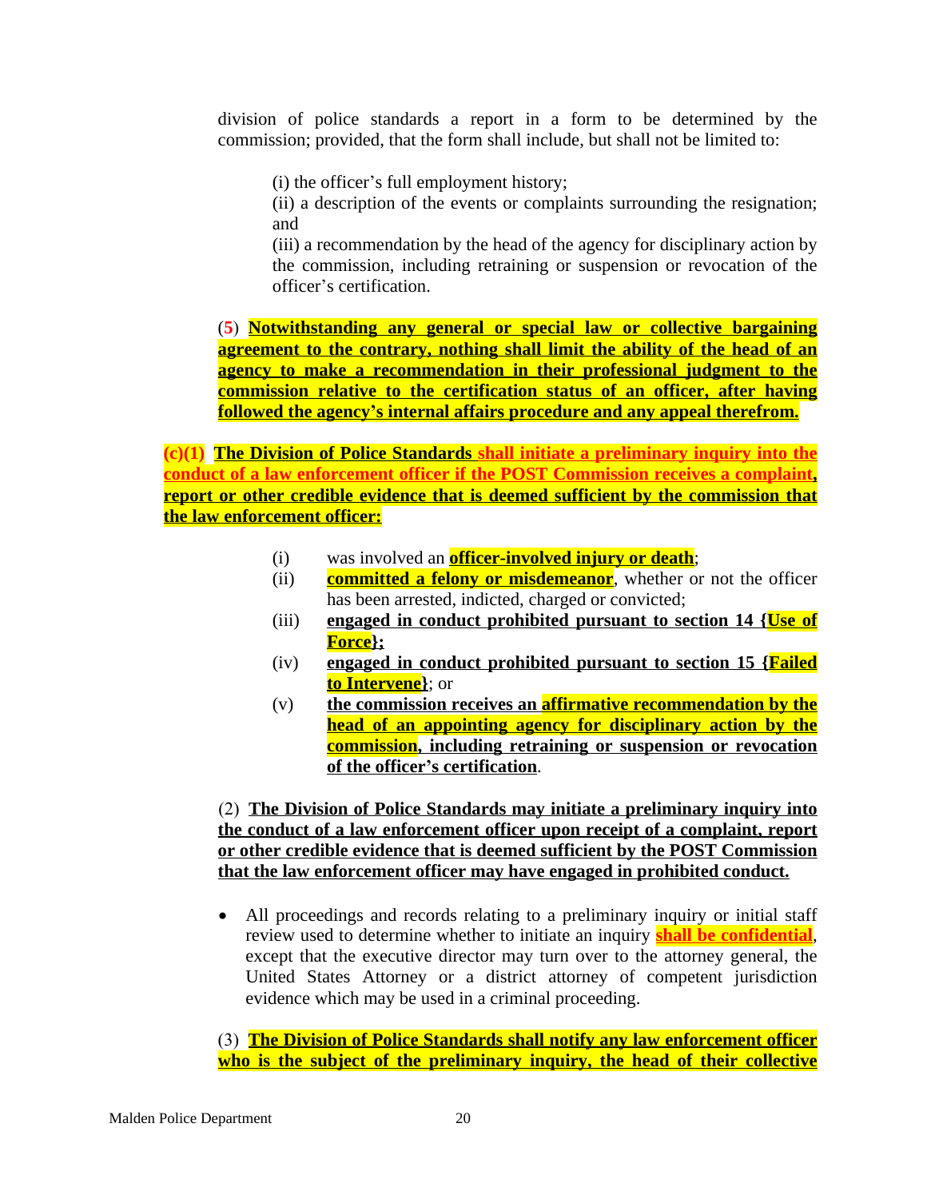division of police standards a report in a form to be determined by the commission; provided, that the form shall include, but shall not be limited to:

(i) the officer's full employment history;
(ii) a description of the events or complaints surrounding the resignation; and
(iii) a recommendation by the head of the agency for disciplinary action by the commission, including retraining or suspension or revocation of the officer's certification.

(5) **Notwithstanding any general or special law or collective bargaining agreement to the contrary, nothing shall limit the ability of the head of an agency to make a recommendation in their professional judgment to the commission relative to the certification status of an officer, after having followed the agency's internal affairs procedure and any appeal therefrom.**

**(c)(1) The Division of Police Standards shall initiate a preliminary inquiry into the conduct of a law enforcement officer if the POST Commission receives a complaint, report or other credible evidence that is deemed sufficient by the commission that the law enforcement officer:**

- (i) was involved an **officer-involved injury or death**;
- (ii) **committed a felony or misdemeanor**, whether or not the officer has been arrested, indicted, charged or convicted;
- (iii) **engaged in conduct prohibited pursuant to section 14 {Use of Force};**
- (iv) **engaged in conduct prohibited pursuant to section 15 {Failed to Intervene}**; or
- (v) **the commission receives an affirmative recommendation by the head of an appointing agency for disciplinary action by the commission, including retraining or suspension or revocation of the officer's certification**.

(2) **The Division of Police Standards may initiate a preliminary inquiry into the conduct of a law enforcement officer upon receipt of a complaint, report or other credible evidence that is deemed sufficient by the POST Commission that the law enforcement officer may have engaged in prohibited conduct.**

- All proceedings and records relating to a preliminary inquiry or initial staff review used to determine whether to initiate an inquiry **shall be confidential**, except that the executive director may turn over to the attorney general, the United States Attorney or a district attorney of competent jurisdiction evidence which may be used in a criminal proceeding.

(3) **The Division of Police Standards shall notify any law enforcement officer who is the subject of the preliminary inquiry, the head of their collective**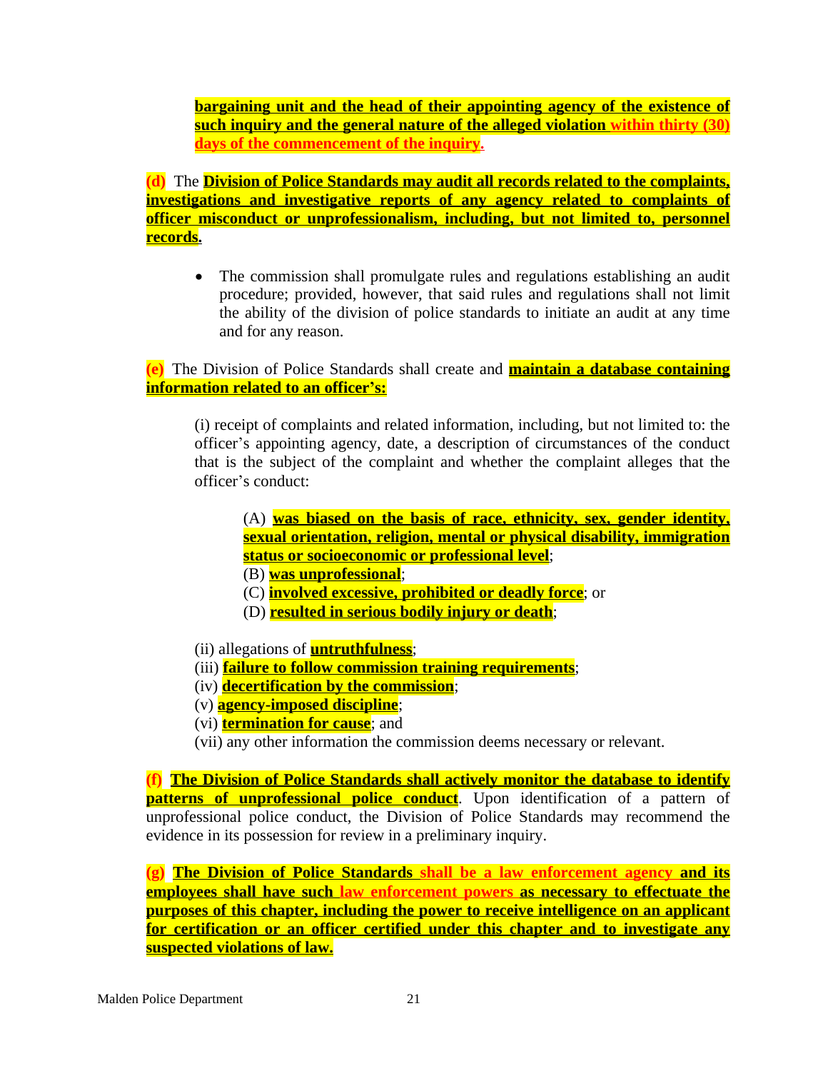**bargaining unit and the head of their appointing agency of the existence of such inquiry and the general nature of the alleged violation within thirty (30) days of the commencement of the inquiry.**

**(d)** The **Division of Police Standards may audit all records related to the complaints, investigations and investigative reports of any agency related to complaints of officer misconduct or unprofessionalism, including, but not limited to, personnel records.**

- The commission shall promulgate rules and regulations establishing an audit procedure; provided, however, that said rules and regulations shall not limit the ability of the division of police standards to initiate an audit at any time and for any reason.

**(e)** The Division of Police Standards shall create and **maintain a database containing information related to an officer's:**

(i) receipt of complaints and related information, including, but not limited to: the officer's appointing agency, date, a description of circumstances of the conduct that is the subject of the complaint and whether the complaint alleges that the officer's conduct:

(A) **was biased on the basis of race, ethnicity, sex, gender identity, sexual orientation, religion, mental or physical disability, immigration status or socioeconomic or professional level**;
(B) **was unprofessional**;
(C) **involved excessive, prohibited or deadly force**; or
(D) **resulted in serious bodily injury or death**;

(ii) allegations of **untruthfulness**;
(iii) **failure to follow commission training requirements**;
(iv) **decertification by the commission**;
(v) **agency-imposed discipline**;
(vi) **termination for cause**; and
(vii) any other information the commission deems necessary or relevant.

**(f) The Division of Police Standards shall actively monitor the database to identify patterns of unprofessional police conduct**. Upon identification of a pattern of unprofessional police conduct, the Division of Police Standards may recommend the evidence in its possession for review in a preliminary inquiry.

**(g) The Division of Police Standards shall be a law enforcement agency and its employees shall have such law enforcement powers as necessary to effectuate the purposes of this chapter, including the power to receive intelligence on an applicant for certification or an officer certified under this chapter and to investigate any suspected violations of law.**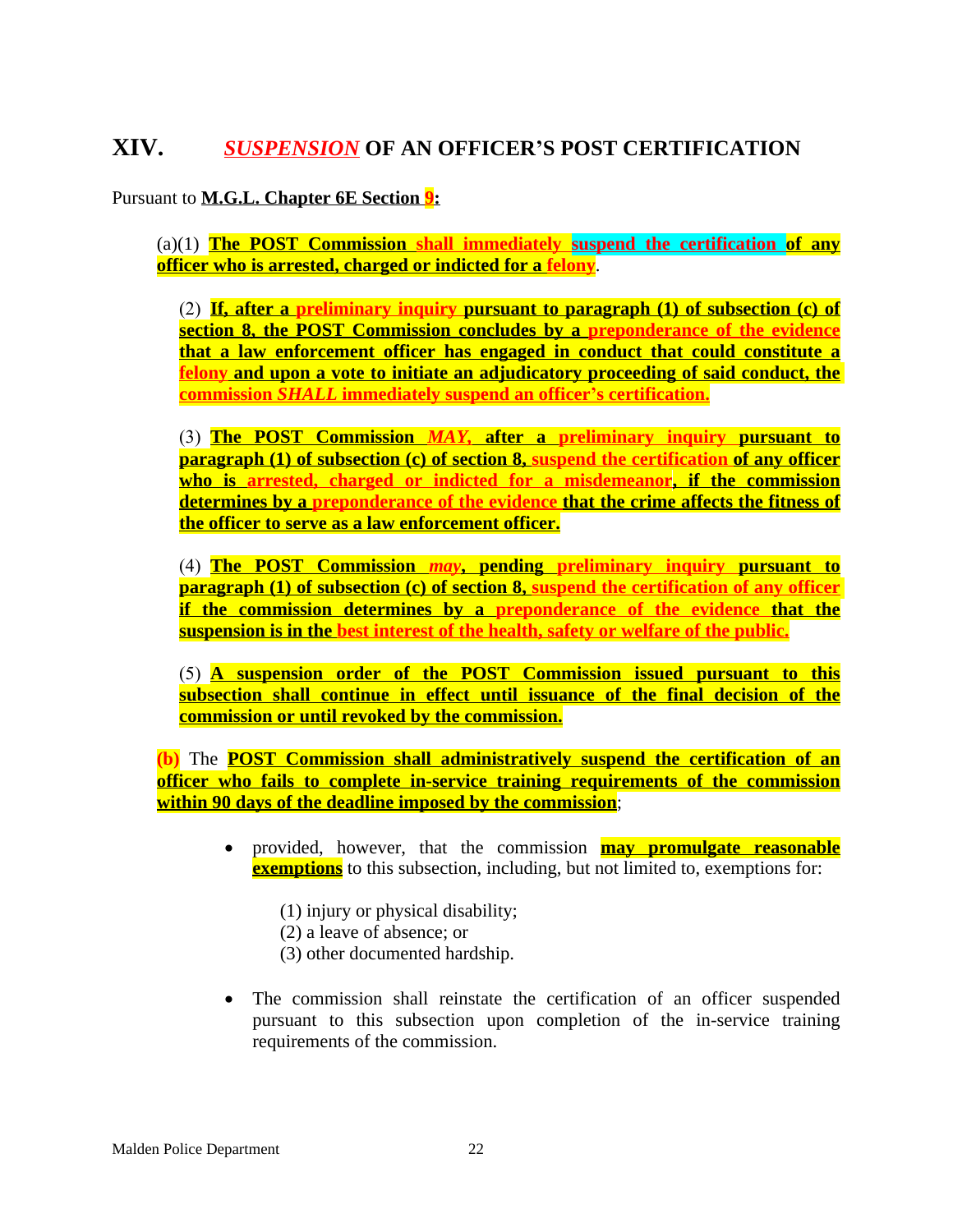## XIV. *SUSPENSION* OF AN OFFICER'S POST CERTIFICATION

Pursuant to **M.G.L. Chapter 6E Section 9:**

(a)(1) **The POST Commission shall immediately suspend the certification of any officer who is arrested, charged or indicted for a felony**.

(2) **If, after a preliminary inquiry pursuant to paragraph (1) of subsection (c) of section 8, the POST Commission concludes by a preponderance of the evidence that a law enforcement officer has engaged in conduct that could constitute a felony and upon a vote to initiate an adjudicatory proceeding of said conduct, the commission *SHALL* immediately suspend an officer's certification.**

(3) **The POST Commission *MAY*, after a preliminary inquiry pursuant to paragraph (1) of subsection (c) of section 8, suspend the certification of any officer who is arrested, charged or indicted for a misdemeanor, if the commission determines by a preponderance of the evidence that the crime affects the fitness of the officer to serve as a law enforcement officer.**

(4) **The POST Commission *may*, pending preliminary inquiry pursuant to paragraph (1) of subsection (c) of section 8, suspend the certification of any officer if the commission determines by a preponderance of the evidence that the suspension is in the best interest of the health, safety or welfare of the public.**

(5) **A suspension order of the POST Commission issued pursuant to this subsection shall continue in effect until issuance of the final decision of the commission or until revoked by the commission.**

**(b)** The **POST Commission shall administratively suspend the certification of an officer who fails to complete in-service training requirements of the commission within 90 days of the deadline imposed by the commission**;

- provided, however, that the commission **may promulgate reasonable exemptions** to this subsection, including, but not limited to, exemptions for:

  (1) injury or physical disability;
  (2) a leave of absence; or
  (3) other documented hardship.

- The commission shall reinstate the certification of an officer suspended pursuant to this subsection upon completion of the in-service training requirements of the commission.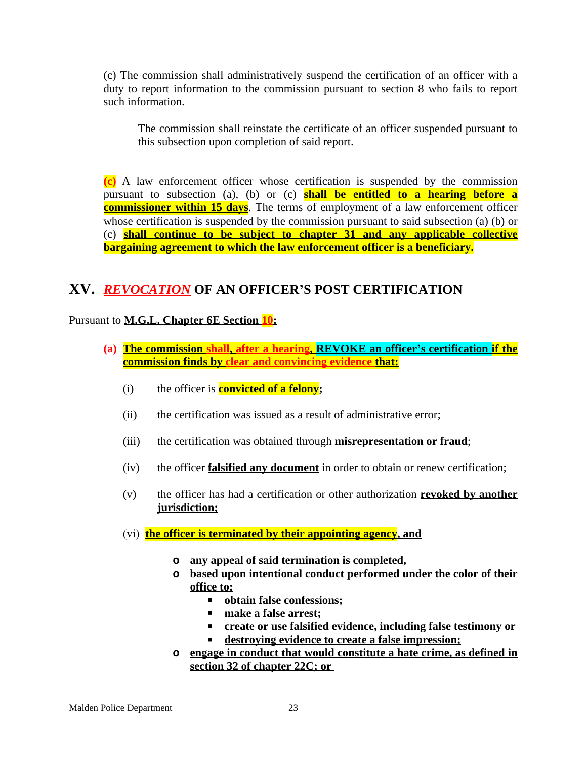(c) The commission shall administratively suspend the certification of an officer with a duty to report information to the commission pursuant to section 8 who fails to report such information.

> The commission shall reinstate the certificate of an officer suspended pursuant to this subsection upon completion of said report.

**(c)** A law enforcement officer whose certification is suspended by the commission pursuant to subsection (a), (b) or (c) **shall be entitled to a hearing before a commissioner within 15 days**. The terms of employment of a law enforcement officer whose certification is suspended by the commission pursuant to said subsection (a) (b) or (c) **shall continue to be subject to chapter 31 and any applicable collective bargaining agreement to which the law enforcement officer is a beneficiary.**

## XV. ***REVOCATION*** OF AN OFFICER'S POST CERTIFICATION

Pursuant to **M.G.L. Chapter 6E Section 10:**

**(a) The commission shall, after a hearing, REVOKE an officer's certification if the commission finds by clear and convincing evidence that:**

(i) the officer is **convicted of a felony;**

(ii) the certification was issued as a result of administrative error;

(iii) the certification was obtained through **misrepresentation or fraud**;

(iv) the officer **falsified any document** in order to obtain or renew certification;

(v) the officer has had a certification or other authorization **revoked by another jurisdiction;**

(vi) **the officer is terminated by their appointing agency, and**

- **any appeal of said termination is completed,**
- **based upon intentional conduct performed under the color of their office to:**
  - **obtain false confessions;**
  - **make a false arrest;**
  - **create or use falsified evidence, including false testimony or**
  - **destroying evidence to create a false impression;**
- **engage in conduct that would constitute a hate crime, as defined in section 32 of chapter 22C; or**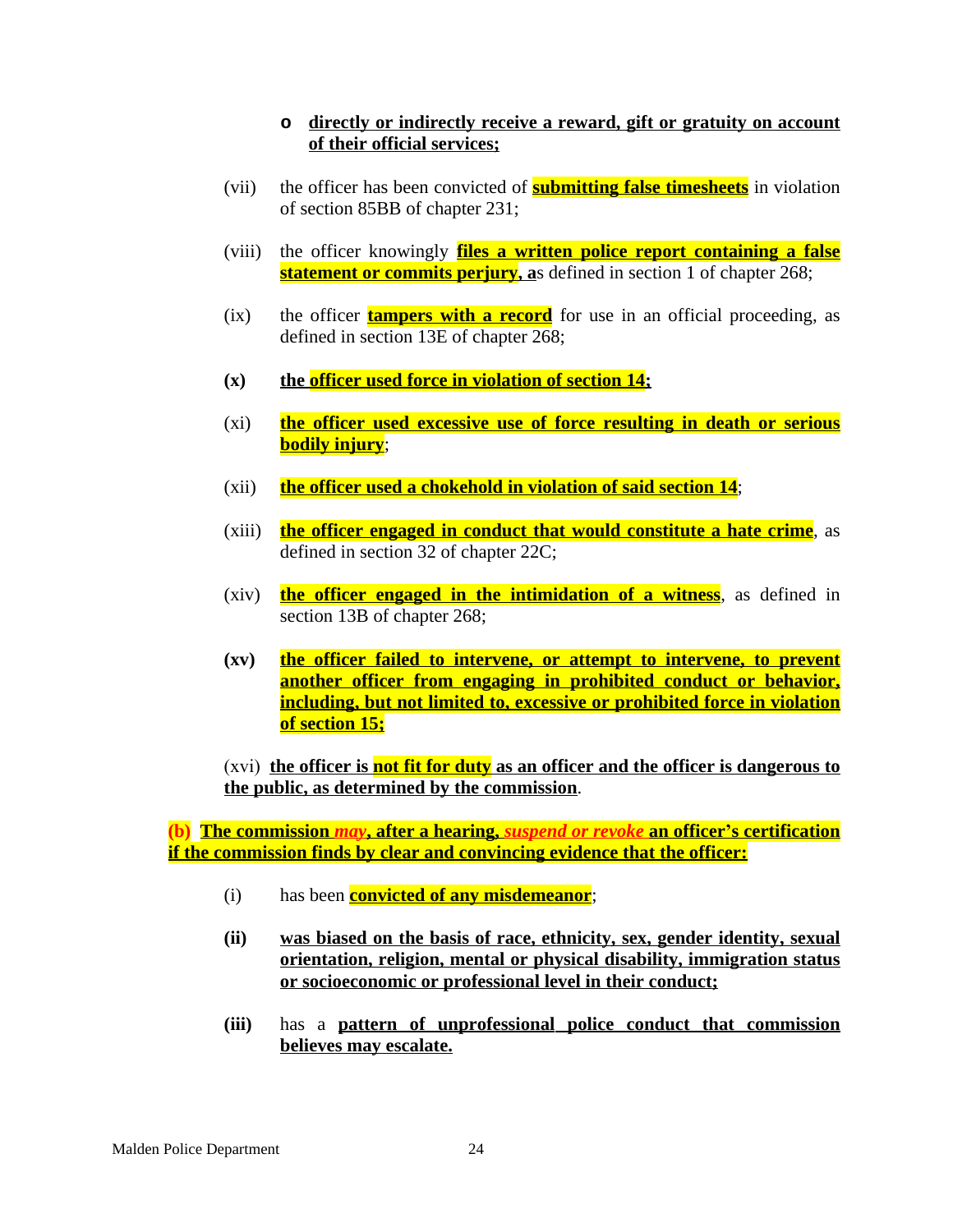- **directly or indirectly receive a reward, gift or gratuity on account of their official services;**

(vii) the officer has been convicted of **submitting false timesheets** in violation of section 85BB of chapter 231;

(viii) the officer knowingly **files a written police report containing a false statement or commits perjury, a**s defined in section 1 of chapter 268;

(ix) the officer **tampers with a record** for use in an official proceeding, as defined in section 13E of chapter 268;

**(x) the officer used force in violation of section 14;**

(xi) **the officer used excessive use of force resulting in death or serious bodily injury**;

(xii) **the officer used a chokehold in violation of said section 14**;

(xiii) **the officer engaged in conduct that would constitute a hate crime**, as defined in section 32 of chapter 22C;

(xiv) **the officer engaged in the intimidation of a witness**, as defined in section 13B of chapter 268;

**(xv) the officer failed to intervene, or attempt to intervene, to prevent another officer from engaging in prohibited conduct or behavior, including, but not limited to, excessive or prohibited force in violation of section 15;**

(xvi) **the officer is not fit for duty as an officer and the officer is dangerous to the public, as determined by the commission**.

**(b) The commission *may*, after a hearing, *suspend or revoke* an officer's certification if the commission finds by clear and convincing evidence that the officer:**

(i) has been **convicted of any misdemeanor**;

**(ii) was biased on the basis of race, ethnicity, sex, gender identity, sexual orientation, religion, mental or physical disability, immigration status or socioeconomic or professional level in their conduct;**

**(iii)** has a **pattern of unprofessional police conduct that commission believes may escalate.**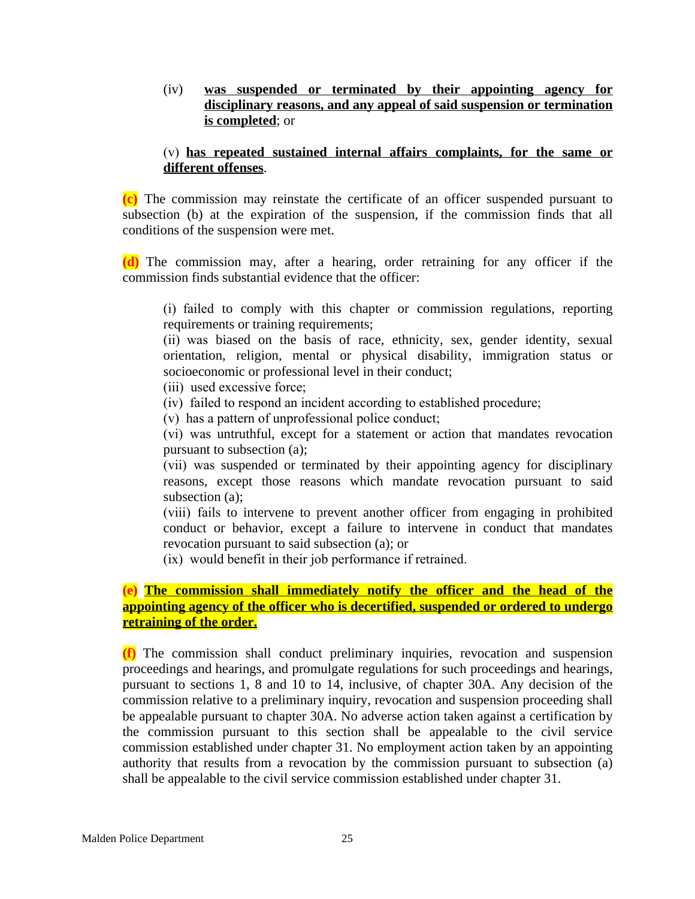(iv) **was suspended or terminated by their appointing agency for disciplinary reasons, and any appeal of said suspension or termination is completed**; or

(v) **has repeated sustained internal affairs complaints, for the same or different offenses**.

**(c)** The commission may reinstate the certificate of an officer suspended pursuant to subsection (b) at the expiration of the suspension, if the commission finds that all conditions of the suspension were met.

**(d)** The commission may, after a hearing, order retraining for any officer if the commission finds substantial evidence that the officer:

(i) failed to comply with this chapter or commission regulations, reporting requirements or training requirements;
(ii) was biased on the basis of race, ethnicity, sex, gender identity, sexual orientation, religion, mental or physical disability, immigration status or socioeconomic or professional level in their conduct;
(iii) used excessive force;
(iv) failed to respond an incident according to established procedure;
(v) has a pattern of unprofessional police conduct;
(vi) was untruthful, except for a statement or action that mandates revocation pursuant to subsection (a);
(vii) was suspended or terminated by their appointing agency for disciplinary reasons, except those reasons which mandate revocation pursuant to said subsection (a);
(viii) fails to intervene to prevent another officer from engaging in prohibited conduct or behavior, except a failure to intervene in conduct that mandates revocation pursuant to said subsection (a); or
(ix) would benefit in their job performance if retrained.

**(e) The commission shall immediately notify the officer and the head of the appointing agency of the officer who is decertified, suspended or ordered to undergo retraining of the order.**

**(f)** The commission shall conduct preliminary inquiries, revocation and suspension proceedings and hearings, and promulgate regulations for such proceedings and hearings, pursuant to sections 1, 8 and 10 to 14, inclusive, of chapter 30A. Any decision of the commission relative to a preliminary inquiry, revocation and suspension proceeding shall be appealable pursuant to chapter 30A. No adverse action taken against a certification by the commission pursuant to this section shall be appealable to the civil service commission established under chapter 31. No employment action taken by an appointing authority that results from a revocation by the commission pursuant to subsection (a) shall be appealable to the civil service commission established under chapter 31.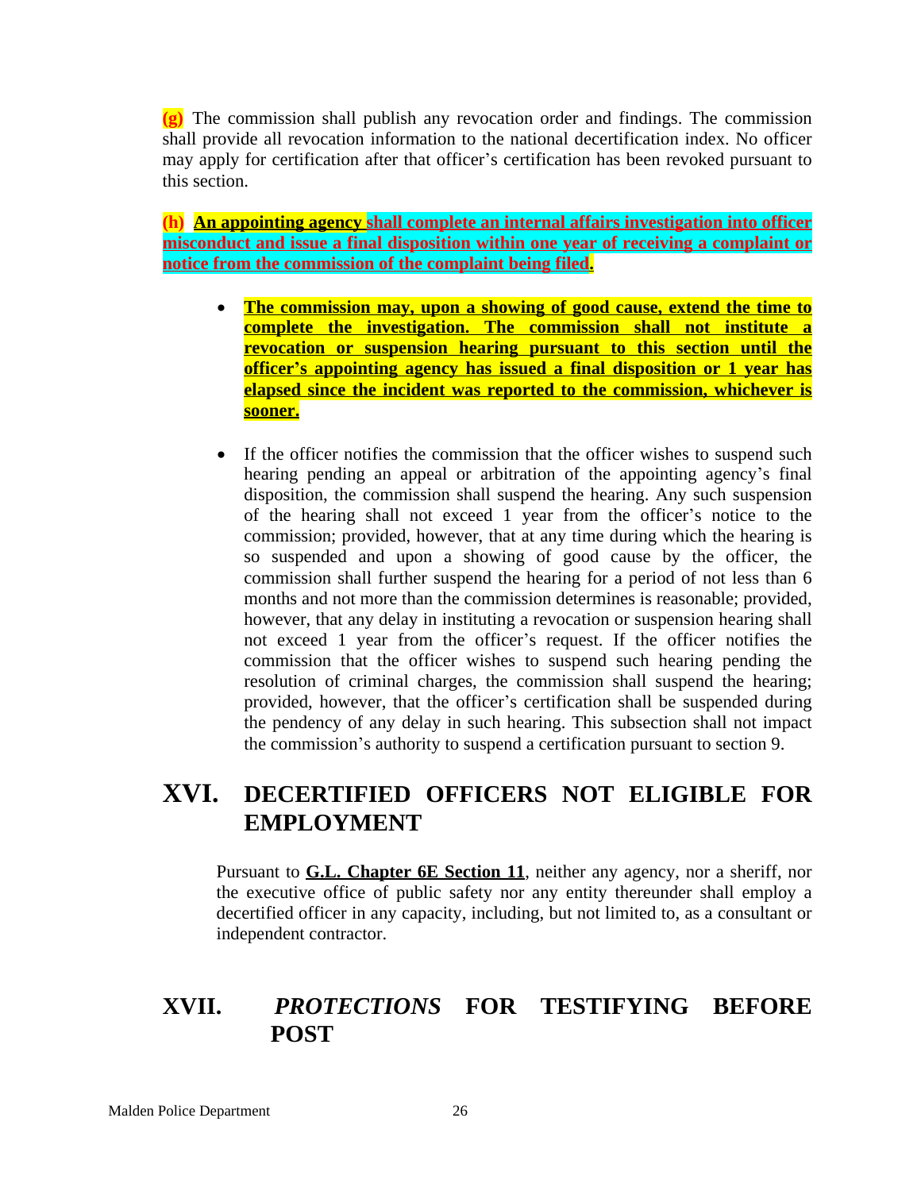**(g)** The commission shall publish any revocation order and findings. The commission shall provide all revocation information to the national decertification index. No officer may apply for certification after that officer's certification has been revoked pursuant to this section.

**(h)** **An appointing agency shall complete an internal affairs investigation into officer misconduct and issue a final disposition within one year of receiving a complaint or notice from the commission of the complaint being filed.**

- **The commission may, upon a showing of good cause, extend the time to complete the investigation. The commission shall not institute a revocation or suspension hearing pursuant to this section until the officer's appointing agency has issued a final disposition or 1 year has elapsed since the incident was reported to the commission, whichever is sooner.**

- If the officer notifies the commission that the officer wishes to suspend such hearing pending an appeal or arbitration of the appointing agency's final disposition, the commission shall suspend the hearing. Any such suspension of the hearing shall not exceed 1 year from the officer's notice to the commission; provided, however, that at any time during which the hearing is so suspended and upon a showing of good cause by the officer, the commission shall further suspend the hearing for a period of not less than 6 months and not more than the commission determines is reasonable; provided, however, that any delay in instituting a revocation or suspension hearing shall not exceed 1 year from the officer's request. If the officer notifies the commission that the officer wishes to suspend such hearing pending the resolution of criminal charges, the commission shall suspend the hearing; provided, however, that the officer's certification shall be suspended during the pendency of any delay in such hearing. This subsection shall not impact the commission's authority to suspend a certification pursuant to section 9.

# XVI. DECERTIFIED OFFICERS NOT ELIGIBLE FOR EMPLOYMENT

Pursuant to **G.L. Chapter 6E Section 11**, neither any agency, nor a sheriff, nor the executive office of public safety nor any entity thereunder shall employ a decertified officer in any capacity, including, but not limited to, as a consultant or independent contractor.

# XVII. *PROTECTIONS* FOR TESTIFYING BEFORE POST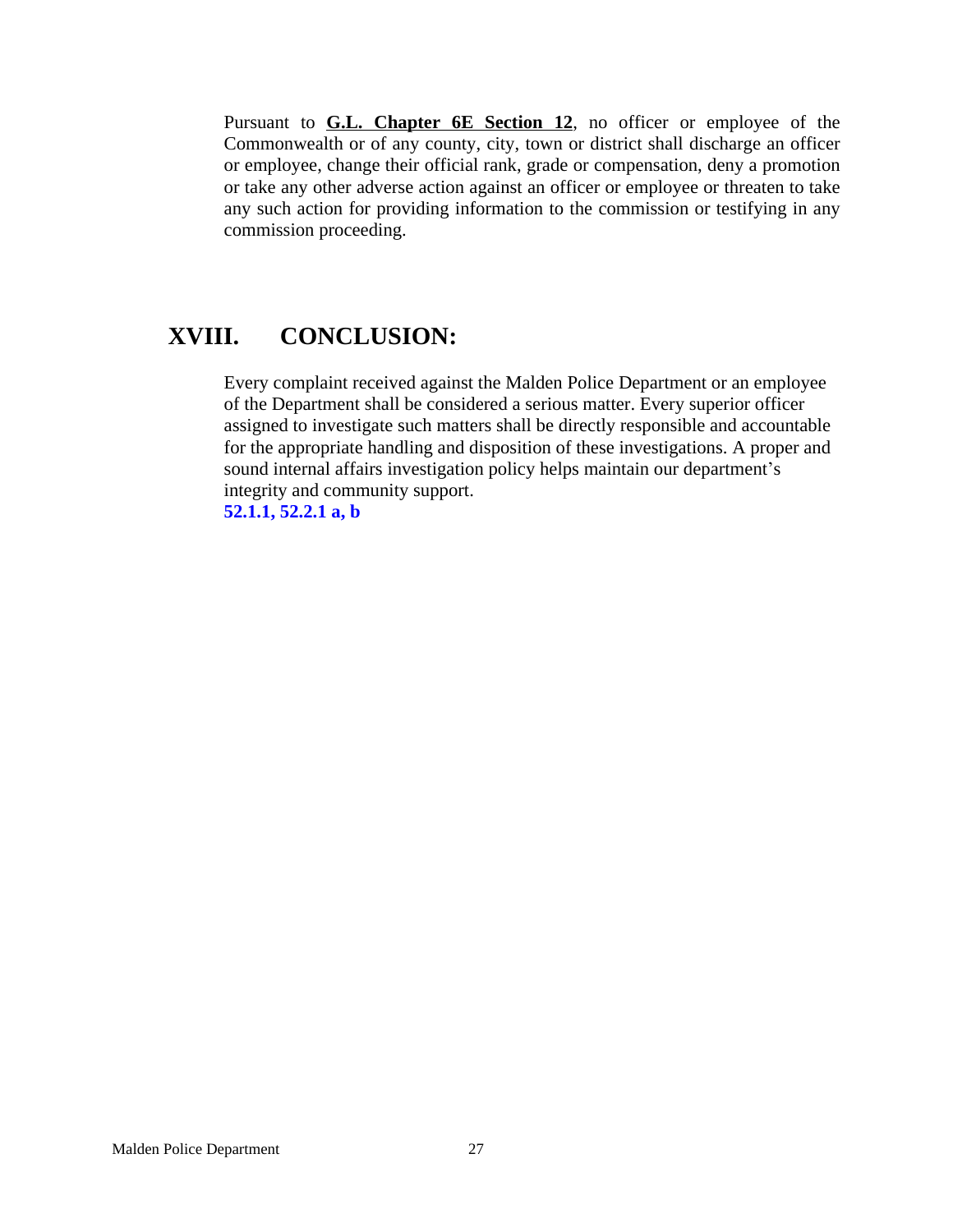Pursuant to **G.L. Chapter 6E Section 12**, no officer or employee of the Commonwealth or of any county, city, town or district shall discharge an officer or employee, change their official rank, grade or compensation, deny a promotion or take any other adverse action against an officer or employee or threaten to take any such action for providing information to the commission or testifying in any commission proceeding.

# XVIII. CONCLUSION:

Every complaint received against the Malden Police Department or an employee of the Department shall be considered a serious matter. Every superior officer assigned to investigate such matters shall be directly responsible and accountable for the appropriate handling and disposition of these investigations. A proper and sound internal affairs investigation policy helps maintain our department's integrity and community support.
**52.1.1, 52.2.1 a, b**